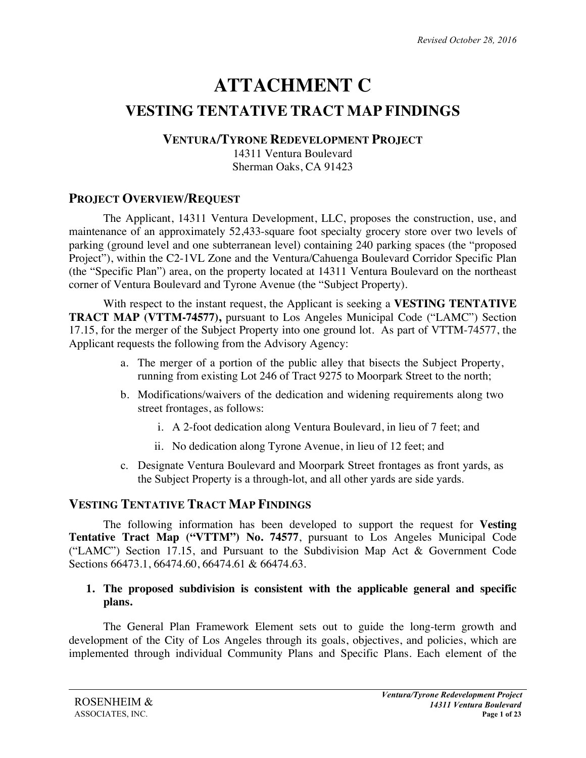*Revised October 28, 2016*

# ATTACHMENT C

## VESTING TENTATIVE TRACT MAP FINDINGS

**VENTURA/TYRONE REDEVELOPMENT PROJECT**
14311 Ventura Boulevard
Sherman Oaks, CA 91423

### PROJECT OVERVIEW/REQUEST

The Applicant, 14311 Ventura Development, LLC, proposes the construction, use, and maintenance of an approximately 52,433-square foot specialty grocery store over two levels of parking (ground level and one subterranean level) containing 240 parking spaces (the "proposed Project"), within the C2-1VL Zone and the Ventura/Cahuenga Boulevard Corridor Specific Plan (the "Specific Plan") area, on the property located at 14311 Ventura Boulevard on the northeast corner of Ventura Boulevard and Tyrone Avenue (the "Subject Property).

With respect to the instant request, the Applicant is seeking a **VESTING TENTATIVE TRACT MAP (VTTM-74577),** pursuant to Los Angeles Municipal Code ("LAMC") Section 17.15, for the merger of the Subject Property into one ground lot. As part of VTTM-74577, the Applicant requests the following from the Advisory Agency:

a. The merger of a portion of the public alley that bisects the Subject Property, running from existing Lot 246 of Tract 9275 to Moorpark Street to the north;
b. Modifications/waivers of the dedication and widening requirements along two street frontages, as follows:
    i. A 2-foot dedication along Ventura Boulevard, in lieu of 7 feet; and
    ii. No dedication along Tyrone Avenue, in lieu of 12 feet; and
c. Designate Ventura Boulevard and Moorpark Street frontages as front yards, as the Subject Property is a through-lot, and all other yards are side yards.

### VESTING TENTATIVE TRACT MAP FINDINGS

The following information has been developed to support the request for **Vesting Tentative Tract Map ("VTTM") No. 74577**, pursuant to Los Angeles Municipal Code ("LAMC") Section 17.15, and Pursuant to the Subdivision Map Act & Government Code Sections 66473.1, 66474.60, 66474.61 & 66474.63.

**1. The proposed subdivision is consistent with the applicable general and specific plans.**

The General Plan Framework Element sets out to guide the long-term growth and development of the City of Los Angeles through its goals, objectives, and policies, which are implemented through individual Community Plans and Specific Plans. Each element of the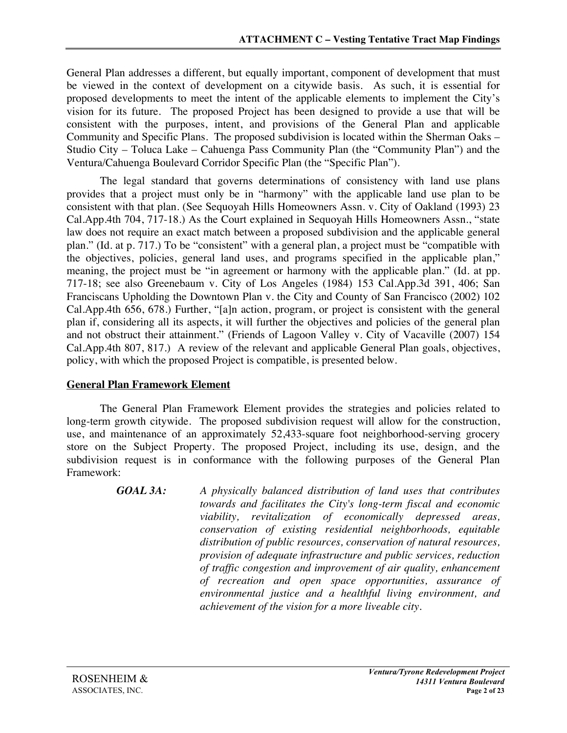General Plan addresses a different, but equally important, component of development that must be viewed in the context of development on a citywide basis. As such, it is essential for proposed developments to meet the intent of the applicable elements to implement the City's vision for its future. The proposed Project has been designed to provide a use that will be consistent with the purposes, intent, and provisions of the General Plan and applicable Community and Specific Plans. The proposed subdivision is located within the Sherman Oaks – Studio City – Toluca Lake – Cahuenga Pass Community Plan (the "Community Plan") and the Ventura/Cahuenga Boulevard Corridor Specific Plan (the "Specific Plan").

The legal standard that governs determinations of consistency with land use plans provides that a project must only be in "harmony" with the applicable land use plan to be consistent with that plan. (See Sequoyah Hills Homeowners Assn. v. City of Oakland (1993) 23 Cal.App.4th 704, 717-18.) As the Court explained in Sequoyah Hills Homeowners Assn., "state law does not require an exact match between a proposed subdivision and the applicable general plan." (Id. at p. 717.) To be "consistent" with a general plan, a project must be "compatible with the objectives, policies, general land uses, and programs specified in the applicable plan," meaning, the project must be "in agreement or harmony with the applicable plan." (Id. at pp. 717-18; see also Greenebaum v. City of Los Angeles (1984) 153 Cal.App.3d 391, 406; San Franciscans Upholding the Downtown Plan v. the City and County of San Francisco (2002) 102 Cal.App.4th 656, 678.) Further, "[a]n action, program, or project is consistent with the general plan if, considering all its aspects, it will further the objectives and policies of the general plan and not obstruct their attainment." (Friends of Lagoon Valley v. City of Vacaville (2007) 154 Cal.App.4th 807, 817.) A review of the relevant and applicable General Plan goals, objectives, policy, with which the proposed Project is compatible, is presented below.

## General Plan Framework Element

The General Plan Framework Element provides the strategies and policies related to long-term growth citywide. The proposed subdivision request will allow for the construction, use, and maintenance of an approximately 52,433-square foot neighborhood-serving grocery store on the Subject Property. The proposed Project, including its use, design, and the subdivision request is in conformance with the following purposes of the General Plan Framework:

> ***GOAL 3A:*** *A physically balanced distribution of land uses that contributes towards and facilitates the City's long-term fiscal and economic viability, revitalization of economically depressed areas, conservation of existing residential neighborhoods, equitable distribution of public resources, conservation of natural resources, provision of adequate infrastructure and public services, reduction of traffic congestion and improvement of air quality, enhancement of recreation and open space opportunities, assurance of environmental justice and a healthful living environment, and achievement of the vision for a more liveable city.*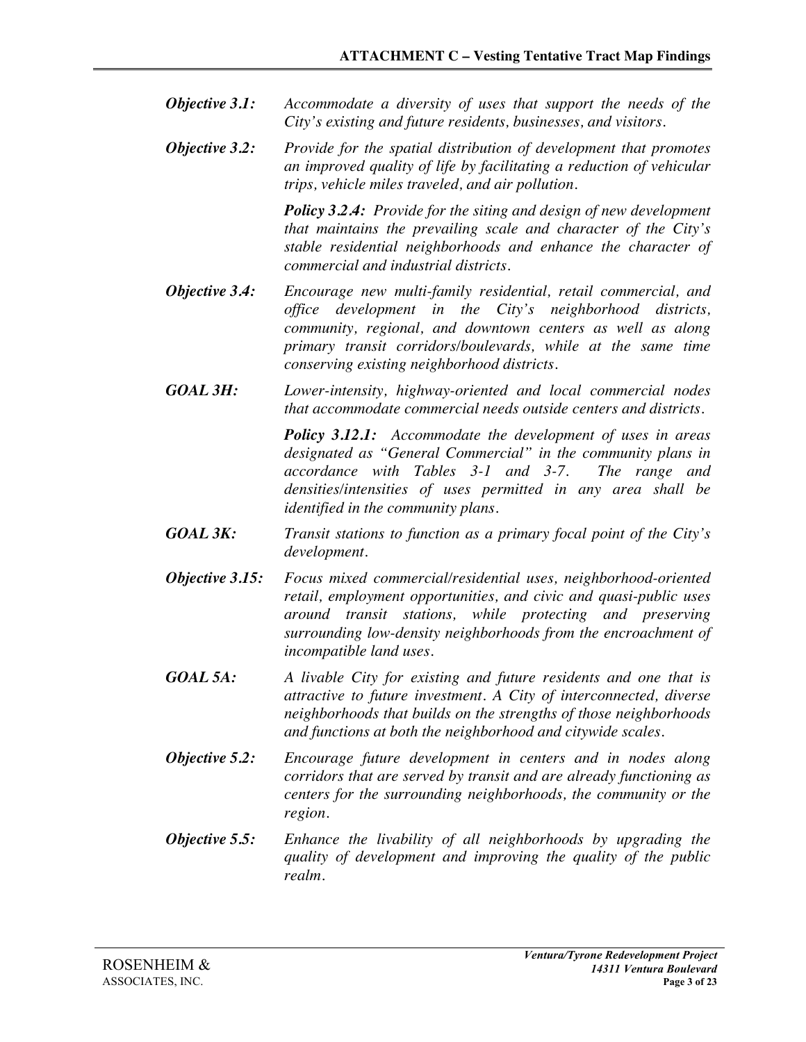***Objective 3.1:*** *Accommodate a diversity of uses that support the needs of the City's existing and future residents, businesses, and visitors.*

***Objective 3.2:*** *Provide for the spatial distribution of development that promotes an improved quality of life by facilitating a reduction of vehicular trips, vehicle miles traveled, and air pollution.*

> ***Policy 3.2.4:*** *Provide for the siting and design of new development that maintains the prevailing scale and character of the City's stable residential neighborhoods and enhance the character of commercial and industrial districts.*

***Objective 3.4:*** *Encourage new multi-family residential, retail commercial, and office development in the City's neighborhood districts, community, regional, and downtown centers as well as along primary transit corridors/boulevards, while at the same time conserving existing neighborhood districts.*

***GOAL 3H:*** *Lower-intensity, highway-oriented and local commercial nodes that accommodate commercial needs outside centers and districts.*

> ***Policy 3.12.1:*** *Accommodate the development of uses in areas designated as "General Commercial" in the community plans in accordance with Tables 3-1 and 3-7. The range and densities/intensities of uses permitted in any area shall be identified in the community plans.*

***GOAL 3K:*** *Transit stations to function as a primary focal point of the City's development.*

***Objective 3.15:*** *Focus mixed commercial/residential uses, neighborhood-oriented retail, employment opportunities, and civic and quasi-public uses around transit stations, while protecting and preserving surrounding low-density neighborhoods from the encroachment of incompatible land uses.*

***GOAL 5A:*** *A livable City for existing and future residents and one that is attractive to future investment. A City of interconnected, diverse neighborhoods that builds on the strengths of those neighborhoods and functions at both the neighborhood and citywide scales.*

***Objective 5.2:*** *Encourage future development in centers and in nodes along corridors that are served by transit and are already functioning as centers for the surrounding neighborhoods, the community or the region.*

***Objective 5.5:*** *Enhance the livability of all neighborhoods by upgrading the quality of development and improving the quality of the public realm.*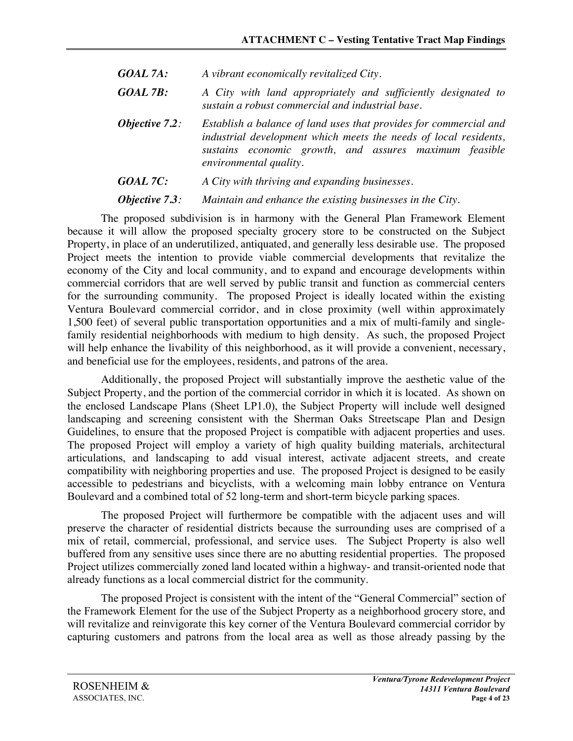***GOAL 7A:*** *A vibrant economically revitalized City.*

***GOAL 7B:*** *A City with land appropriately and sufficiently designated to sustain a robust commercial and industrial base.*

***Objective 7.2****:* *Establish a balance of land uses that provides for commercial and industrial development which meets the needs of local residents, sustains economic growth, and assures maximum feasible environmental quality.*

***GOAL 7C:*** *A City with thriving and expanding businesses.*

***Objective 7.3****:* *Maintain and enhance the existing businesses in the City.*

The proposed subdivision is in harmony with the General Plan Framework Element because it will allow the proposed specialty grocery store to be constructed on the Subject Property, in place of an underutilized, antiquated, and generally less desirable use. The proposed Project meets the intention to provide viable commercial developments that revitalize the economy of the City and local community, and to expand and encourage developments within commercial corridors that are well served by public transit and function as commercial centers for the surrounding community. The proposed Project is ideally located within the existing Ventura Boulevard commercial corridor, and in close proximity (well within approximately 1,500 feet) of several public transportation opportunities and a mix of multi-family and single-family residential neighborhoods with medium to high density. As such, the proposed Project will help enhance the livability of this neighborhood, as it will provide a convenient, necessary, and beneficial use for the employees, residents, and patrons of the area.

Additionally, the proposed Project will substantially improve the aesthetic value of the Subject Property, and the portion of the commercial corridor in which it is located. As shown on the enclosed Landscape Plans (Sheet LP1.0), the Subject Property will include well designed landscaping and screening consistent with the Sherman Oaks Streetscape Plan and Design Guidelines, to ensure that the proposed Project is compatible with adjacent properties and uses. The proposed Project will employ a variety of high quality building materials, architectural articulations, and landscaping to add visual interest, activate adjacent streets, and create compatibility with neighboring properties and use. The proposed Project is designed to be easily accessible to pedestrians and bicyclists, with a welcoming main lobby entrance on Ventura Boulevard and a combined total of 52 long-term and short-term bicycle parking spaces.

The proposed Project will furthermore be compatible with the adjacent uses and will preserve the character of residential districts because the surrounding uses are comprised of a mix of retail, commercial, professional, and service uses. The Subject Property is also well buffered from any sensitive uses since there are no abutting residential properties. The proposed Project utilizes commercially zoned land located within a highway- and transit-oriented node that already functions as a local commercial district for the community.

The proposed Project is consistent with the intent of the "General Commercial" section of the Framework Element for the use of the Subject Property as a neighborhood grocery store, and will revitalize and reinvigorate this key corner of the Ventura Boulevard commercial corridor by capturing customers and patrons from the local area as well as those already passing by the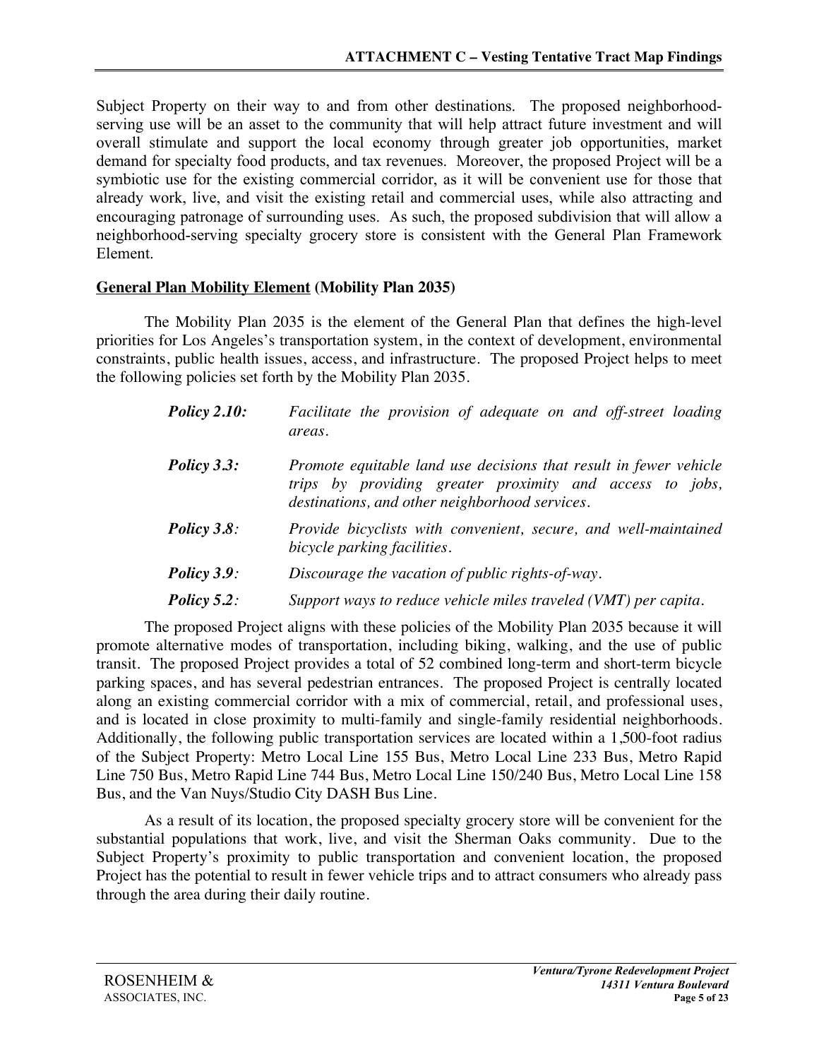Subject Property on their way to and from other destinations. The proposed neighborhood-serving use will be an asset to the community that will help attract future investment and will overall stimulate and support the local economy through greater job opportunities, market demand for specialty food products, and tax revenues. Moreover, the proposed Project will be a symbiotic use for the existing commercial corridor, as it will be convenient use for those that already work, live, and visit the existing retail and commercial uses, while also attracting and encouraging patronage of surrounding uses. As such, the proposed subdivision that will allow a neighborhood-serving specialty grocery store is consistent with the General Plan Framework Element.

**General Plan Mobility Element (Mobility Plan 2035)**

The Mobility Plan 2035 is the element of the General Plan that defines the high-level priorities for Los Angeles's transportation system, in the context of development, environmental constraints, public health issues, access, and infrastructure. The proposed Project helps to meet the following policies set forth by the Mobility Plan 2035.

***Policy 2.10:*** *Facilitate the provision of adequate on and off-street loading areas.*

***Policy 3.3:*** *Promote equitable land use decisions that result in fewer vehicle trips by providing greater proximity and access to jobs, destinations, and other neighborhood services.*

***Policy 3.8:*** *Provide bicyclists with convenient, secure, and well-maintained bicycle parking facilities.*

***Policy 3.9:*** *Discourage the vacation of public rights-of-way.*

***Policy 5.2:*** *Support ways to reduce vehicle miles traveled (VMT) per capita.*

The proposed Project aligns with these policies of the Mobility Plan 2035 because it will promote alternative modes of transportation, including biking, walking, and the use of public transit. The proposed Project provides a total of 52 combined long-term and short-term bicycle parking spaces, and has several pedestrian entrances. The proposed Project is centrally located along an existing commercial corridor with a mix of commercial, retail, and professional uses, and is located in close proximity to multi-family and single-family residential neighborhoods. Additionally, the following public transportation services are located within a 1,500-foot radius of the Subject Property: Metro Local Line 155 Bus, Metro Local Line 233 Bus, Metro Rapid Line 750 Bus, Metro Rapid Line 744 Bus, Metro Local Line 150/240 Bus, Metro Local Line 158 Bus, and the Van Nuys/Studio City DASH Bus Line.

As a result of its location, the proposed specialty grocery store will be convenient for the substantial populations that work, live, and visit the Sherman Oaks community. Due to the Subject Property's proximity to public transportation and convenient location, the proposed Project has the potential to result in fewer vehicle trips and to attract consumers who already pass through the area during their daily routine.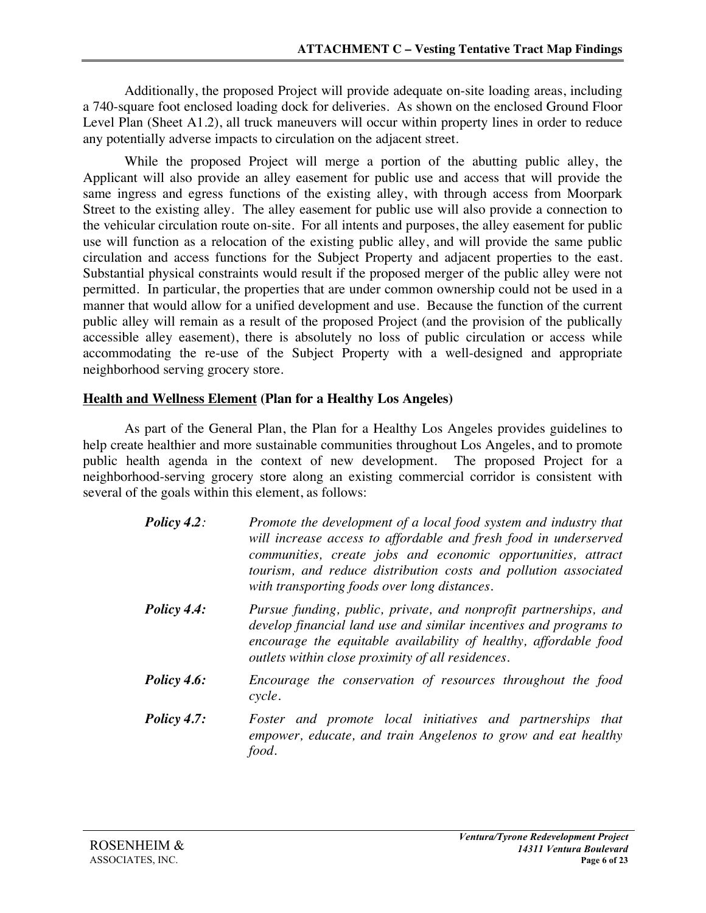Additionally, the proposed Project will provide adequate on-site loading areas, including a 740-square foot enclosed loading dock for deliveries. As shown on the enclosed Ground Floor Level Plan (Sheet A1.2), all truck maneuvers will occur within property lines in order to reduce any potentially adverse impacts to circulation on the adjacent street.

While the proposed Project will merge a portion of the abutting public alley, the Applicant will also provide an alley easement for public use and access that will provide the same ingress and egress functions of the existing alley, with through access from Moorpark Street to the existing alley. The alley easement for public use will also provide a connection to the vehicular circulation route on-site. For all intents and purposes, the alley easement for public use will function as a relocation of the existing public alley, and will provide the same public circulation and access functions for the Subject Property and adjacent properties to the east. Substantial physical constraints would result if the proposed merger of the public alley were not permitted. In particular, the properties that are under common ownership could not be used in a manner that would allow for a unified development and use. Because the function of the current public alley will remain as a result of the proposed Project (and the provision of the publically accessible alley easement), there is absolutely no loss of public circulation or access while accommodating the re-use of the Subject Property with a well-designed and appropriate neighborhood serving grocery store.

**<u>Health and Wellness Element</u> (Plan for a Healthy Los Angeles)**

As part of the General Plan, the Plan for a Healthy Los Angeles provides guidelines to help create healthier and more sustainable communities throughout Los Angeles, and to promote public health agenda in the context of new development. The proposed Project for a neighborhood-serving grocery store along an existing commercial corridor is consistent with several of the goals within this element, as follows:

***Policy 4.2**:* *Promote the development of a local food system and industry that will increase access to affordable and fresh food in underserved communities, create jobs and economic opportunities, attract tourism, and reduce distribution costs and pollution associated with transporting foods over long distances.*

***Policy 4.4:*** *Pursue funding, public, private, and nonprofit partnerships, and develop financial land use and similar incentives and programs to encourage the equitable availability of healthy, affordable food outlets within close proximity of all residences.*

***Policy 4.6:*** *Encourage the conservation of resources throughout the food cycle.*

***Policy 4.7:*** *Foster and promote local initiatives and partnerships that empower, educate, and train Angelenos to grow and eat healthy food.*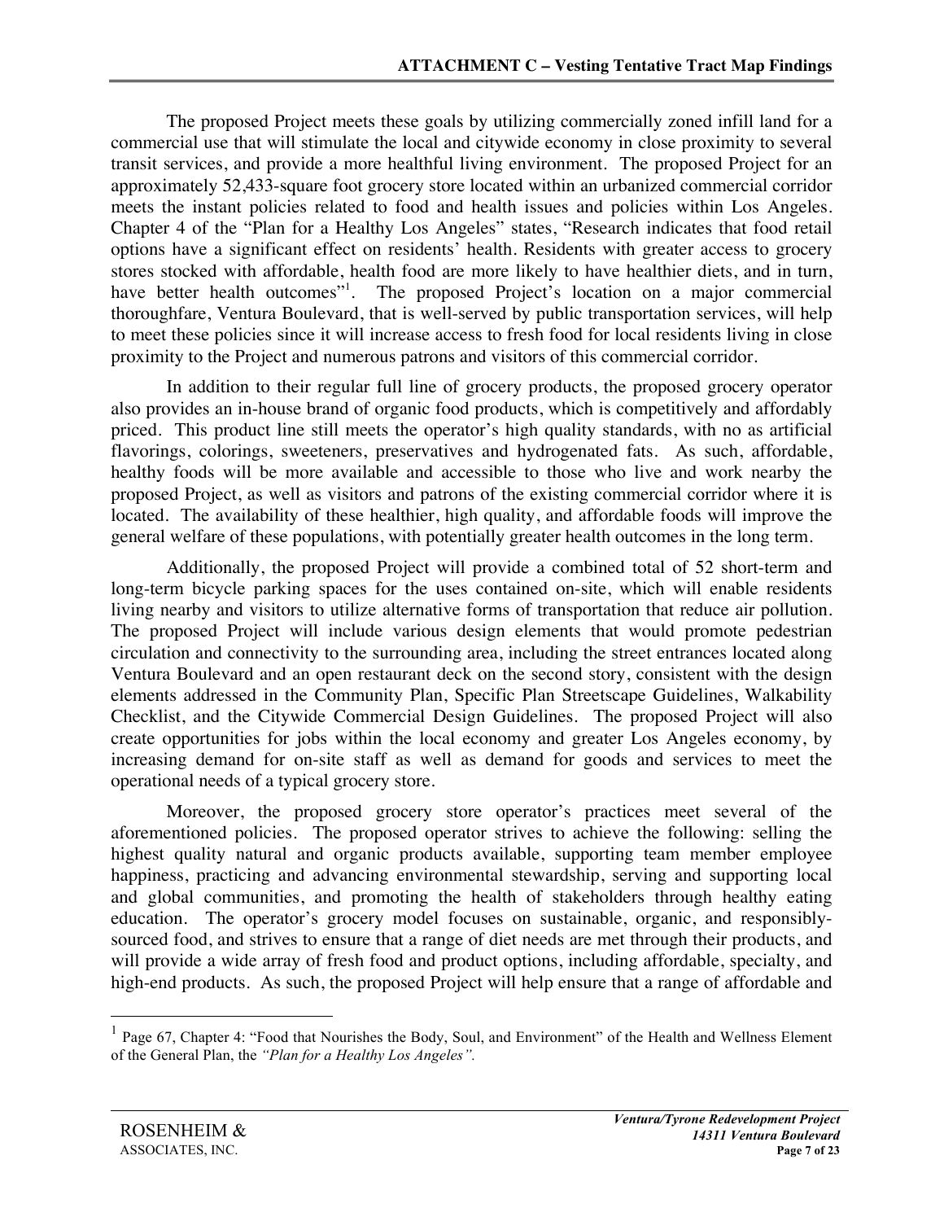The proposed Project meets these goals by utilizing commercially zoned infill land for a commercial use that will stimulate the local and citywide economy in close proximity to several transit services, and provide a more healthful living environment. The proposed Project for an approximately 52,433-square foot grocery store located within an urbanized commercial corridor meets the instant policies related to food and health issues and policies within Los Angeles. Chapter 4 of the "Plan for a Healthy Los Angeles" states, "Research indicates that food retail options have a significant effect on residents' health. Residents with greater access to grocery stores stocked with affordable, health food are more likely to have healthier diets, and in turn, have better health outcomes"[1]. The proposed Project's location on a major commercial thoroughfare, Ventura Boulevard, that is well-served by public transportation services, will help to meet these policies since it will increase access to fresh food for local residents living in close proximity to the Project and numerous patrons and visitors of this commercial corridor.

In addition to their regular full line of grocery products, the proposed grocery operator also provides an in-house brand of organic food products, which is competitively and affordably priced. This product line still meets the operator's high quality standards, with no as artificial flavorings, colorings, sweeteners, preservatives and hydrogenated fats. As such, affordable, healthy foods will be more available and accessible to those who live and work nearby the proposed Project, as well as visitors and patrons of the existing commercial corridor where it is located. The availability of these healthier, high quality, and affordable foods will improve the general welfare of these populations, with potentially greater health outcomes in the long term.

Additionally, the proposed Project will provide a combined total of 52 short-term and long-term bicycle parking spaces for the uses contained on-site, which will enable residents living nearby and visitors to utilize alternative forms of transportation that reduce air pollution. The proposed Project will include various design elements that would promote pedestrian circulation and connectivity to the surrounding area, including the street entrances located along Ventura Boulevard and an open restaurant deck on the second story, consistent with the design elements addressed in the Community Plan, Specific Plan Streetscape Guidelines, Walkability Checklist, and the Citywide Commercial Design Guidelines. The proposed Project will also create opportunities for jobs within the local economy and greater Los Angeles economy, by increasing demand for on-site staff as well as demand for goods and services to meet the operational needs of a typical grocery store.

Moreover, the proposed grocery store operator's practices meet several of the aforementioned policies. The proposed operator strives to achieve the following: selling the highest quality natural and organic products available, supporting team member employee happiness, practicing and advancing environmental stewardship, serving and supporting local and global communities, and promoting the health of stakeholders through healthy eating education. The operator's grocery model focuses on sustainable, organic, and responsibly-sourced food, and strives to ensure that a range of diet needs are met through their products, and will provide a wide array of fresh food and product options, including affordable, specialty, and high-end products. As such, the proposed Project will help ensure that a range of affordable and

[1] Page 67, Chapter 4: "Food that Nourishes the Body, Soul, and Environment" of the Health and Wellness Element of the General Plan, the *"Plan for a Healthy Los Angeles".*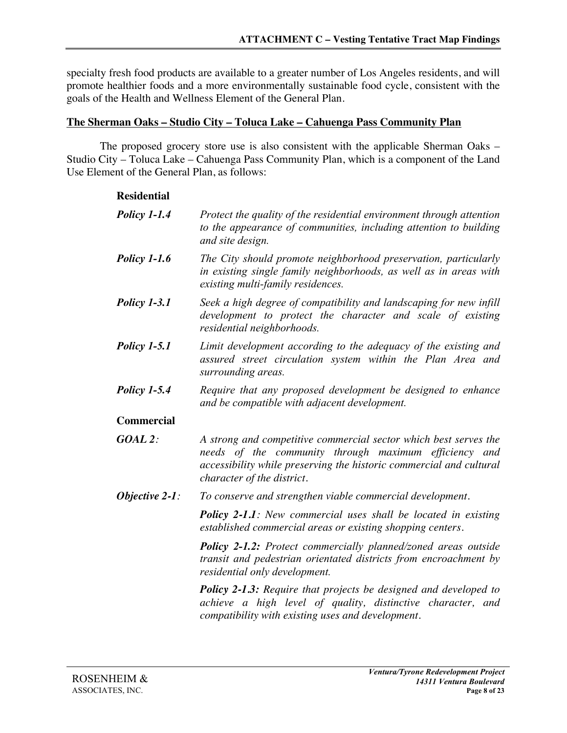specialty fresh food products are available to a greater number of Los Angeles residents, and will promote healthier foods and a more environmentally sustainable food cycle, consistent with the goals of the Health and Wellness Element of the General Plan.

**The Sherman Oaks – Studio City – Toluca Lake – Cahuenga Pass Community Plan**

The proposed grocery store use is also consistent with the applicable Sherman Oaks – Studio City – Toluca Lake – Cahuenga Pass Community Plan, which is a component of the Land Use Element of the General Plan, as follows:

**Residential**

***Policy 1-1.4*** *Protect the quality of the residential environment through attention to the appearance of communities, including attention to building and site design.*

***Policy 1-1.6*** *The City should promote neighborhood preservation, particularly in existing single family neighborhoods, as well as in areas with existing multi-family residences.*

***Policy 1-3.1*** *Seek a high degree of compatibility and landscaping for new infill development to protect the character and scale of existing residential neighborhoods.*

***Policy 1-5.1*** *Limit development according to the adequacy of the existing and assured street circulation system within the Plan Area and surrounding areas.*

***Policy 1-5.4*** *Require that any proposed development be designed to enhance and be compatible with adjacent development.*

**Commercial**

***GOAL 2:*** *A strong and competitive commercial sector which best serves the needs of the community through maximum efficiency and accessibility while preserving the historic commercial and cultural character of the district.*

***Objective 2-1:*** *To conserve and strengthen viable commercial development.*

***Policy 2-1.1****: New commercial uses shall be located in existing established commercial areas or existing shopping centers.*

***Policy 2-1.2:*** *Protect commercially planned/zoned areas outside transit and pedestrian orientated districts from encroachment by residential only development.*

***Policy 2-1.3:*** *Require that projects be designed and developed to achieve a high level of quality, distinctive character, and compatibility with existing uses and development.*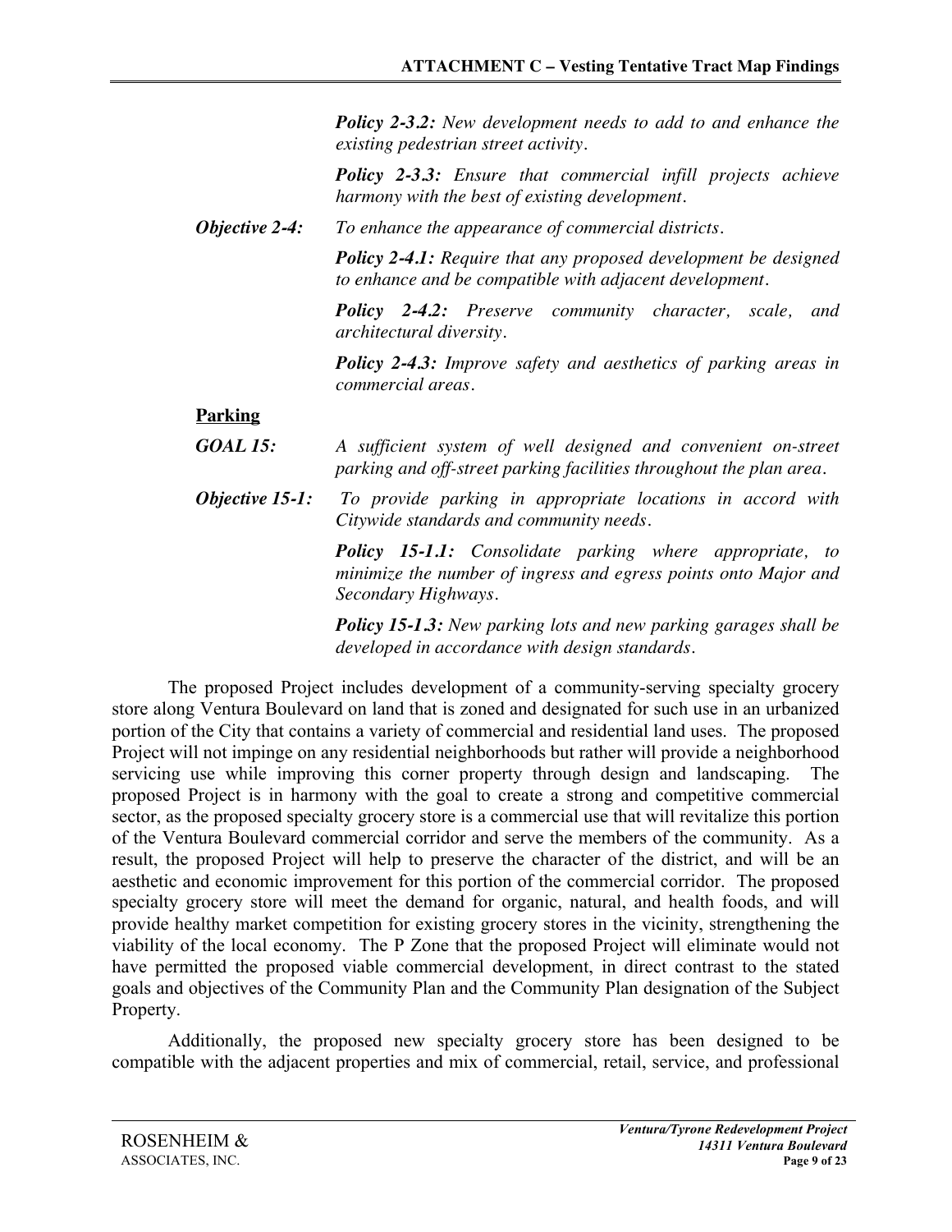***Policy 2-3.2:*** *New development needs to add to and enhance the existing pedestrian street activity.*

***Policy 2-3.3:*** *Ensure that commercial infill projects achieve harmony with the best of existing development.*

***Objective 2-4:*** *To enhance the appearance of commercial districts.*

***Policy 2-4.1:*** *Require that any proposed development be designed to enhance and be compatible with adjacent development.*

***Policy 2-4.2:*** *Preserve community character, scale, and architectural diversity.*

***Policy 2-4.3:*** *Improve safety and aesthetics of parking areas in commercial areas.*

**Parking**

***GOAL 15:*** *A sufficient system of well designed and convenient on-street parking and off-street parking facilities throughout the plan area.*

***Objective 15-1:*** *To provide parking in appropriate locations in accord with Citywide standards and community needs.*

***Policy 15-1.1:*** *Consolidate parking where appropriate, to minimize the number of ingress and egress points onto Major and Secondary Highways.*

***Policy 15-1.3:*** *New parking lots and new parking garages shall be developed in accordance with design standards.*

The proposed Project includes development of a community-serving specialty grocery store along Ventura Boulevard on land that is zoned and designated for such use in an urbanized portion of the City that contains a variety of commercial and residential land uses. The proposed Project will not impinge on any residential neighborhoods but rather will provide a neighborhood servicing use while improving this corner property through design and landscaping. The proposed Project is in harmony with the goal to create a strong and competitive commercial sector, as the proposed specialty grocery store is a commercial use that will revitalize this portion of the Ventura Boulevard commercial corridor and serve the members of the community. As a result, the proposed Project will help to preserve the character of the district, and will be an aesthetic and economic improvement for this portion of the commercial corridor. The proposed specialty grocery store will meet the demand for organic, natural, and health foods, and will provide healthy market competition for existing grocery stores in the vicinity, strengthening the viability of the local economy. The P Zone that the proposed Project will eliminate would not have permitted the proposed viable commercial development, in direct contrast to the stated goals and objectives of the Community Plan and the Community Plan designation of the Subject Property.

Additionally, the proposed new specialty grocery store has been designed to be compatible with the adjacent properties and mix of commercial, retail, service, and professional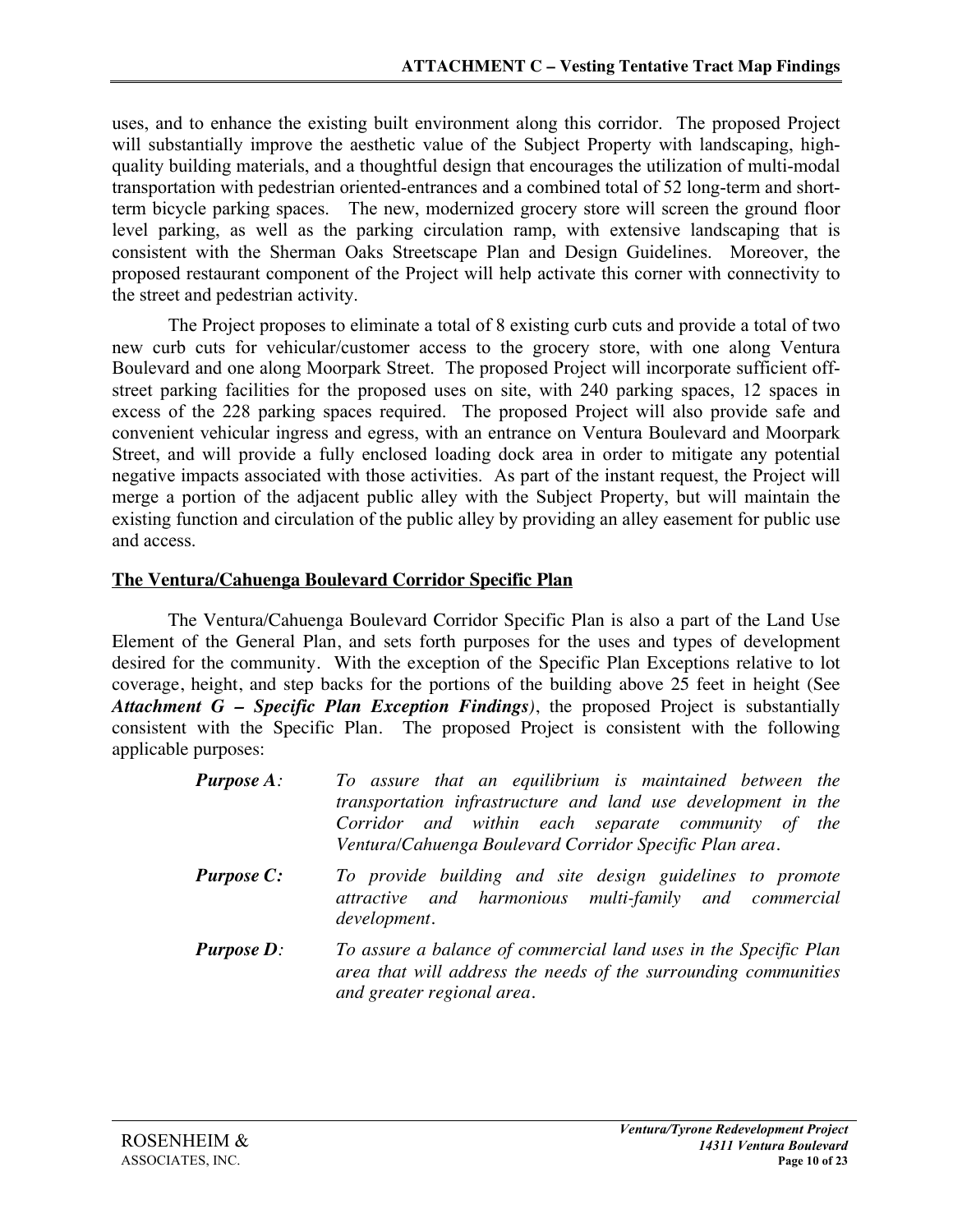uses, and to enhance the existing built environment along this corridor. The proposed Project will substantially improve the aesthetic value of the Subject Property with landscaping, high-quality building materials, and a thoughtful design that encourages the utilization of multi-modal transportation with pedestrian oriented-entrances and a combined total of 52 long-term and short-term bicycle parking spaces. The new, modernized grocery store will screen the ground floor level parking, as well as the parking circulation ramp, with extensive landscaping that is consistent with the Sherman Oaks Streetscape Plan and Design Guidelines. Moreover, the proposed restaurant component of the Project will help activate this corner with connectivity to the street and pedestrian activity.

The Project proposes to eliminate a total of 8 existing curb cuts and provide a total of two new curb cuts for vehicular/customer access to the grocery store, with one along Ventura Boulevard and one along Moorpark Street. The proposed Project will incorporate sufficient off-street parking facilities for the proposed uses on site, with 240 parking spaces, 12 spaces in excess of the 228 parking spaces required. The proposed Project will also provide safe and convenient vehicular ingress and egress, with an entrance on Ventura Boulevard and Moorpark Street, and will provide a fully enclosed loading dock area in order to mitigate any potential negative impacts associated with those activities. As part of the instant request, the Project will merge a portion of the adjacent public alley with the Subject Property, but will maintain the existing function and circulation of the public alley by providing an alley easement for public use and access.

## The Ventura/Cahuenga Boulevard Corridor Specific Plan

The Ventura/Cahuenga Boulevard Corridor Specific Plan is also a part of the Land Use Element of the General Plan, and sets forth purposes for the uses and types of development desired for the community. With the exception of the Specific Plan Exceptions relative to lot coverage, height, and step backs for the portions of the building above 25 feet in height (See ***Attachment G – Specific Plan Exception Findings***), the proposed Project is substantially consistent with the Specific Plan. The proposed Project is consistent with the following applicable purposes:

> ***Purpose A:*** *To assure that an equilibrium is maintained between the transportation infrastructure and land use development in the Corridor and within each separate community of the Ventura/Cahuenga Boulevard Corridor Specific Plan area.*
>
> ***Purpose C:*** *To provide building and site design guidelines to promote attractive and harmonious multi-family and commercial development.*
>
> ***Purpose D:*** *To assure a balance of commercial land uses in the Specific Plan area that will address the needs of the surrounding communities and greater regional area.*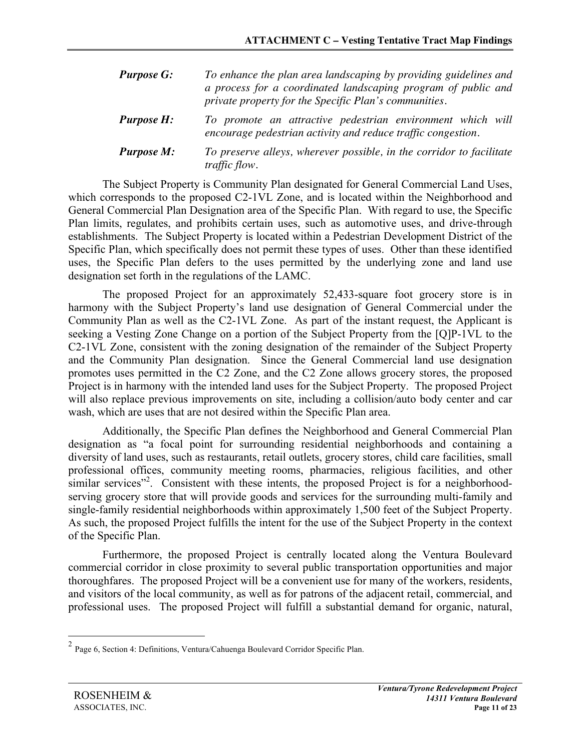***Purpose G:*** *To enhance the plan area landscaping by providing guidelines and a process for a coordinated landscaping program of public and private property for the Specific Plan's communities.*

***Purpose H:*** *To promote an attractive pedestrian environment which will encourage pedestrian activity and reduce traffic congestion.*

***Purpose M:*** *To preserve alleys, wherever possible, in the corridor to facilitate traffic flow.*

The Subject Property is Community Plan designated for General Commercial Land Uses, which corresponds to the proposed C2-1VL Zone, and is located within the Neighborhood and General Commercial Plan Designation area of the Specific Plan. With regard to use, the Specific Plan limits, regulates, and prohibits certain uses, such as automotive uses, and drive-through establishments. The Subject Property is located within a Pedestrian Development District of the Specific Plan, which specifically does not permit these types of uses. Other than these identified uses, the Specific Plan defers to the uses permitted by the underlying zone and land use designation set forth in the regulations of the LAMC.

The proposed Project for an approximately 52,433-square foot grocery store is in harmony with the Subject Property's land use designation of General Commercial under the Community Plan as well as the C2-1VL Zone. As part of the instant request, the Applicant is seeking a Vesting Zone Change on a portion of the Subject Property from the [Q]P-1VL to the C2-1VL Zone, consistent with the zoning designation of the remainder of the Subject Property and the Community Plan designation. Since the General Commercial land use designation promotes uses permitted in the C2 Zone, and the C2 Zone allows grocery stores, the proposed Project is in harmony with the intended land uses for the Subject Property. The proposed Project will also replace previous improvements on site, including a collision/auto body center and car wash, which are uses that are not desired within the Specific Plan area.

Additionally, the Specific Plan defines the Neighborhood and General Commercial Plan designation as "a focal point for surrounding residential neighborhoods and containing a diversity of land uses, such as restaurants, retail outlets, grocery stores, child care facilities, small professional offices, community meeting rooms, pharmacies, religious facilities, and other similar services"[2]. Consistent with these intents, the proposed Project is for a neighborhood-serving grocery store that will provide goods and services for the surrounding multi-family and single-family residential neighborhoods within approximately 1,500 feet of the Subject Property. As such, the proposed Project fulfills the intent for the use of the Subject Property in the context of the Specific Plan.

Furthermore, the proposed Project is centrally located along the Ventura Boulevard commercial corridor in close proximity to several public transportation opportunities and major thoroughfares. The proposed Project will be a convenient use for many of the workers, residents, and visitors of the local community, as well as for patrons of the adjacent retail, commercial, and professional uses. The proposed Project will fulfill a substantial demand for organic, natural,

---

[2] Page 6, Section 4: Definitions, Ventura/Cahuenga Boulevard Corridor Specific Plan.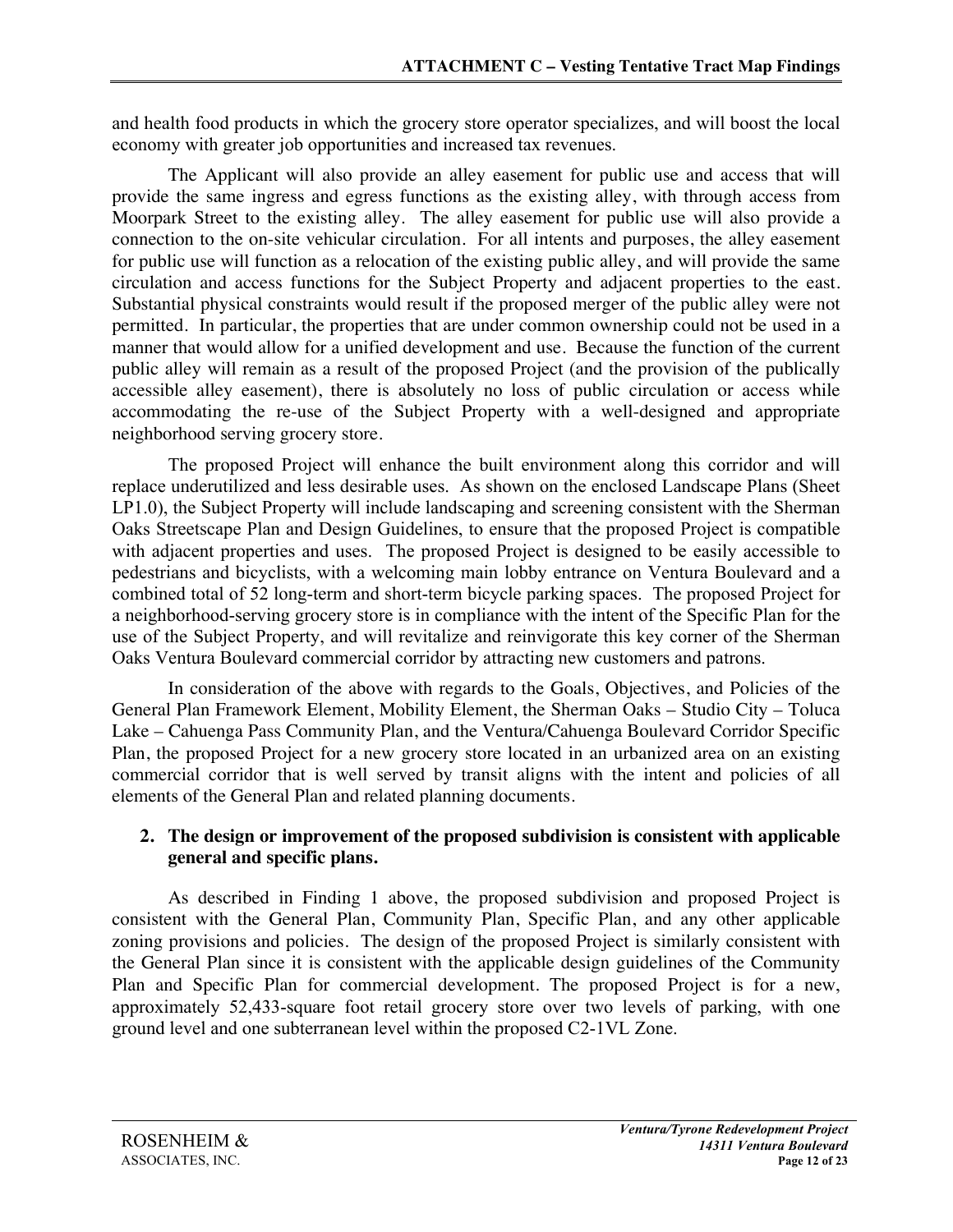and health food products in which the grocery store operator specializes, and will boost the local economy with greater job opportunities and increased tax revenues.

The Applicant will also provide an alley easement for public use and access that will provide the same ingress and egress functions as the existing alley, with through access from Moorpark Street to the existing alley. The alley easement for public use will also provide a connection to the on-site vehicular circulation. For all intents and purposes, the alley easement for public use will function as a relocation of the existing public alley, and will provide the same circulation and access functions for the Subject Property and adjacent properties to the east. Substantial physical constraints would result if the proposed merger of the public alley were not permitted. In particular, the properties that are under common ownership could not be used in a manner that would allow for a unified development and use. Because the function of the current public alley will remain as a result of the proposed Project (and the provision of the publically accessible alley easement), there is absolutely no loss of public circulation or access while accommodating the re-use of the Subject Property with a well-designed and appropriate neighborhood serving grocery store.

The proposed Project will enhance the built environment along this corridor and will replace underutilized and less desirable uses. As shown on the enclosed Landscape Plans (Sheet LP1.0), the Subject Property will include landscaping and screening consistent with the Sherman Oaks Streetscape Plan and Design Guidelines, to ensure that the proposed Project is compatible with adjacent properties and uses. The proposed Project is designed to be easily accessible to pedestrians and bicyclists, with a welcoming main lobby entrance on Ventura Boulevard and a combined total of 52 long-term and short-term bicycle parking spaces. The proposed Project for a neighborhood-serving grocery store is in compliance with the intent of the Specific Plan for the use of the Subject Property, and will revitalize and reinvigorate this key corner of the Sherman Oaks Ventura Boulevard commercial corridor by attracting new customers and patrons.

In consideration of the above with regards to the Goals, Objectives, and Policies of the General Plan Framework Element, Mobility Element, the Sherman Oaks – Studio City – Toluca Lake – Cahuenga Pass Community Plan, and the Ventura/Cahuenga Boulevard Corridor Specific Plan, the proposed Project for a new grocery store located in an urbanized area on an existing commercial corridor that is well served by transit aligns with the intent and policies of all elements of the General Plan and related planning documents.

**2. The design or improvement of the proposed subdivision is consistent with applicable general and specific plans.**

As described in Finding 1 above, the proposed subdivision and proposed Project is consistent with the General Plan, Community Plan, Specific Plan, and any other applicable zoning provisions and policies. The design of the proposed Project is similarly consistent with the General Plan since it is consistent with the applicable design guidelines of the Community Plan and Specific Plan for commercial development. The proposed Project is for a new, approximately 52,433-square foot retail grocery store over two levels of parking, with one ground level and one subterranean level within the proposed C2-1VL Zone.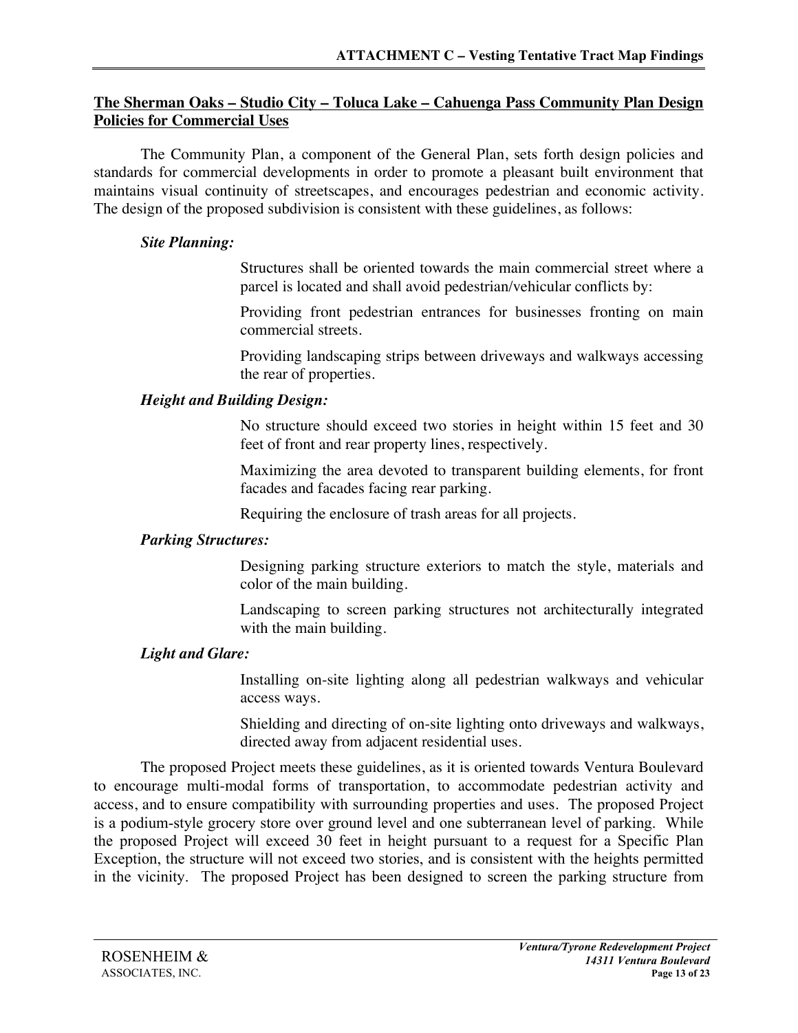**The Sherman Oaks – Studio City – Toluca Lake – Cahuenga Pass Community Plan Design Policies for Commercial Uses**

The Community Plan, a component of the General Plan, sets forth design policies and standards for commercial developments in order to promote a pleasant built environment that maintains visual continuity of streetscapes, and encourages pedestrian and economic activity. The design of the proposed subdivision is consistent with these guidelines, as follows:

***Site Planning:***

Structures shall be oriented towards the main commercial street where a parcel is located and shall avoid pedestrian/vehicular conflicts by:

Providing front pedestrian entrances for businesses fronting on main commercial streets.

Providing landscaping strips between driveways and walkways accessing the rear of properties.

***Height and Building Design:***

No structure should exceed two stories in height within 15 feet and 30 feet of front and rear property lines, respectively.

Maximizing the area devoted to transparent building elements, for front facades and facades facing rear parking.

Requiring the enclosure of trash areas for all projects.

***Parking Structures:***

Designing parking structure exteriors to match the style, materials and color of the main building.

Landscaping to screen parking structures not architecturally integrated with the main building.

***Light and Glare:***

Installing on-site lighting along all pedestrian walkways and vehicular access ways.

Shielding and directing of on-site lighting onto driveways and walkways, directed away from adjacent residential uses.

The proposed Project meets these guidelines, as it is oriented towards Ventura Boulevard to encourage multi-modal forms of transportation, to accommodate pedestrian activity and access, and to ensure compatibility with surrounding properties and uses. The proposed Project is a podium-style grocery store over ground level and one subterranean level of parking. While the proposed Project will exceed 30 feet in height pursuant to a request for a Specific Plan Exception, the structure will not exceed two stories, and is consistent with the heights permitted in the vicinity. The proposed Project has been designed to screen the parking structure from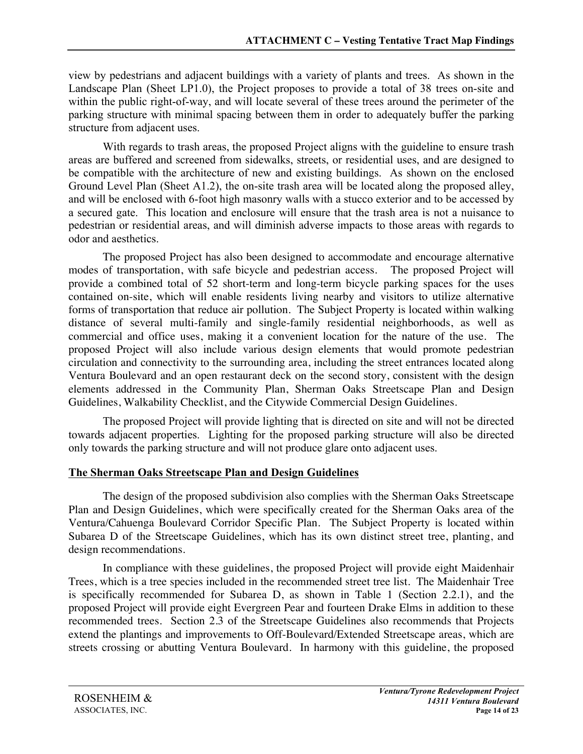view by pedestrians and adjacent buildings with a variety of plants and trees. As shown in the Landscape Plan (Sheet LP1.0), the Project proposes to provide a total of 38 trees on-site and within the public right-of-way, and will locate several of these trees around the perimeter of the parking structure with minimal spacing between them in order to adequately buffer the parking structure from adjacent uses.

With regards to trash areas, the proposed Project aligns with the guideline to ensure trash areas are buffered and screened from sidewalks, streets, or residential uses, and are designed to be compatible with the architecture of new and existing buildings. As shown on the enclosed Ground Level Plan (Sheet A1.2), the on-site trash area will be located along the proposed alley, and will be enclosed with 6-foot high masonry walls with a stucco exterior and to be accessed by a secured gate. This location and enclosure will ensure that the trash area is not a nuisance to pedestrian or residential areas, and will diminish adverse impacts to those areas with regards to odor and aesthetics.

The proposed Project has also been designed to accommodate and encourage alternative modes of transportation, with safe bicycle and pedestrian access. The proposed Project will provide a combined total of 52 short-term and long-term bicycle parking spaces for the uses contained on-site, which will enable residents living nearby and visitors to utilize alternative forms of transportation that reduce air pollution. The Subject Property is located within walking distance of several multi-family and single-family residential neighborhoods, as well as commercial and office uses, making it a convenient location for the nature of the use. The proposed Project will also include various design elements that would promote pedestrian circulation and connectivity to the surrounding area, including the street entrances located along Ventura Boulevard and an open restaurant deck on the second story, consistent with the design elements addressed in the Community Plan, Sherman Oaks Streetscape Plan and Design Guidelines, Walkability Checklist, and the Citywide Commercial Design Guidelines.

The proposed Project will provide lighting that is directed on site and will not be directed towards adjacent properties. Lighting for the proposed parking structure will also be directed only towards the parking structure and will not produce glare onto adjacent uses.

**The Sherman Oaks Streetscape Plan and Design Guidelines**

The design of the proposed subdivision also complies with the Sherman Oaks Streetscape Plan and Design Guidelines, which were specifically created for the Sherman Oaks area of the Ventura/Cahuenga Boulevard Corridor Specific Plan. The Subject Property is located within Subarea D of the Streetscape Guidelines, which has its own distinct street tree, planting, and design recommendations.

In compliance with these guidelines, the proposed Project will provide eight Maidenhair Trees, which is a tree species included in the recommended street tree list. The Maidenhair Tree is specifically recommended for Subarea D, as shown in Table 1 (Section 2.2.1), and the proposed Project will provide eight Evergreen Pear and fourteen Drake Elms in addition to these recommended trees. Section 2.3 of the Streetscape Guidelines also recommends that Projects extend the plantings and improvements to Off-Boulevard/Extended Streetscape areas, which are streets crossing or abutting Ventura Boulevard. In harmony with this guideline, the proposed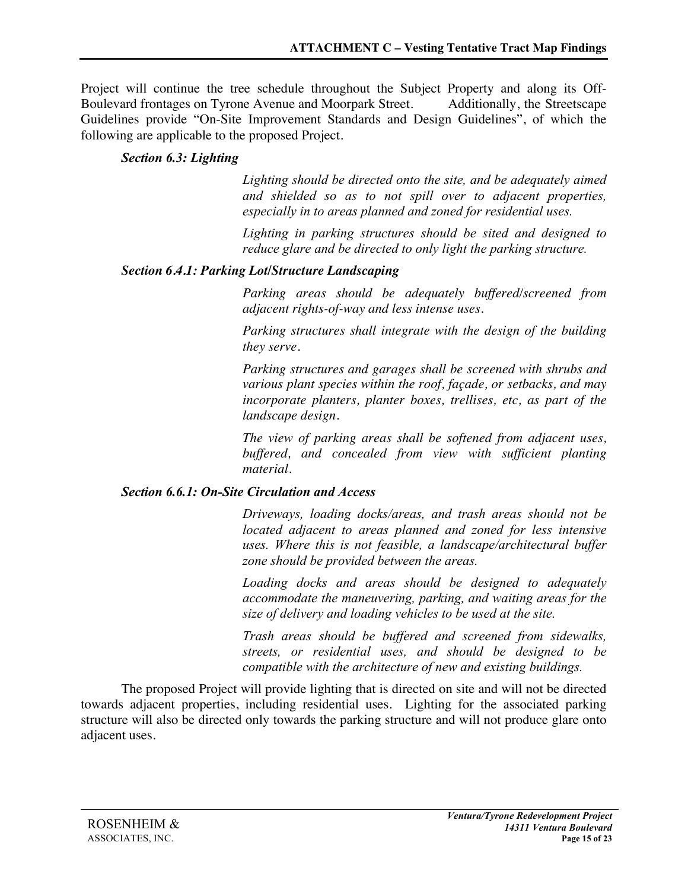Project will continue the tree schedule throughout the Subject Property and along its Off-Boulevard frontages on Tyrone Avenue and Moorpark Street. Additionally, the Streetscape Guidelines provide "On-Site Improvement Standards and Design Guidelines", of which the following are applicable to the proposed Project.

***Section 6.3: Lighting***

> *Lighting should be directed onto the site, and be adequately aimed and shielded so as to not spill over to adjacent properties, especially in to areas planned and zoned for residential uses.*
>
> *Lighting in parking structures should be sited and designed to reduce glare and be directed to only light the parking structure.*

***Section 6.4.1: Parking Lot/Structure Landscaping***

> *Parking areas should be adequately buffered/screened from adjacent rights-of-way and less intense uses.*
>
> *Parking structures shall integrate with the design of the building they serve.*
>
> *Parking structures and garages shall be screened with shrubs and various plant species within the roof, façade, or setbacks, and may incorporate planters, planter boxes, trellises, etc, as part of the landscape design.*
>
> *The view of parking areas shall be softened from adjacent uses, buffered, and concealed from view with sufficient planting material.*

***Section 6.6.1: On-Site Circulation and Access***

> *Driveways, loading docks/areas, and trash areas should not be located adjacent to areas planned and zoned for less intensive uses. Where this is not feasible, a landscape/architectural buffer zone should be provided between the areas.*
>
> *Loading docks and areas should be designed to adequately accommodate the maneuvering, parking, and waiting areas for the size of delivery and loading vehicles to be used at the site.*
>
> *Trash areas should be buffered and screened from sidewalks, streets, or residential uses, and should be designed to be compatible with the architecture of new and existing buildings.*

The proposed Project will provide lighting that is directed on site and will not be directed towards adjacent properties, including residential uses. Lighting for the associated parking structure will also be directed only towards the parking structure and will not produce glare onto adjacent uses.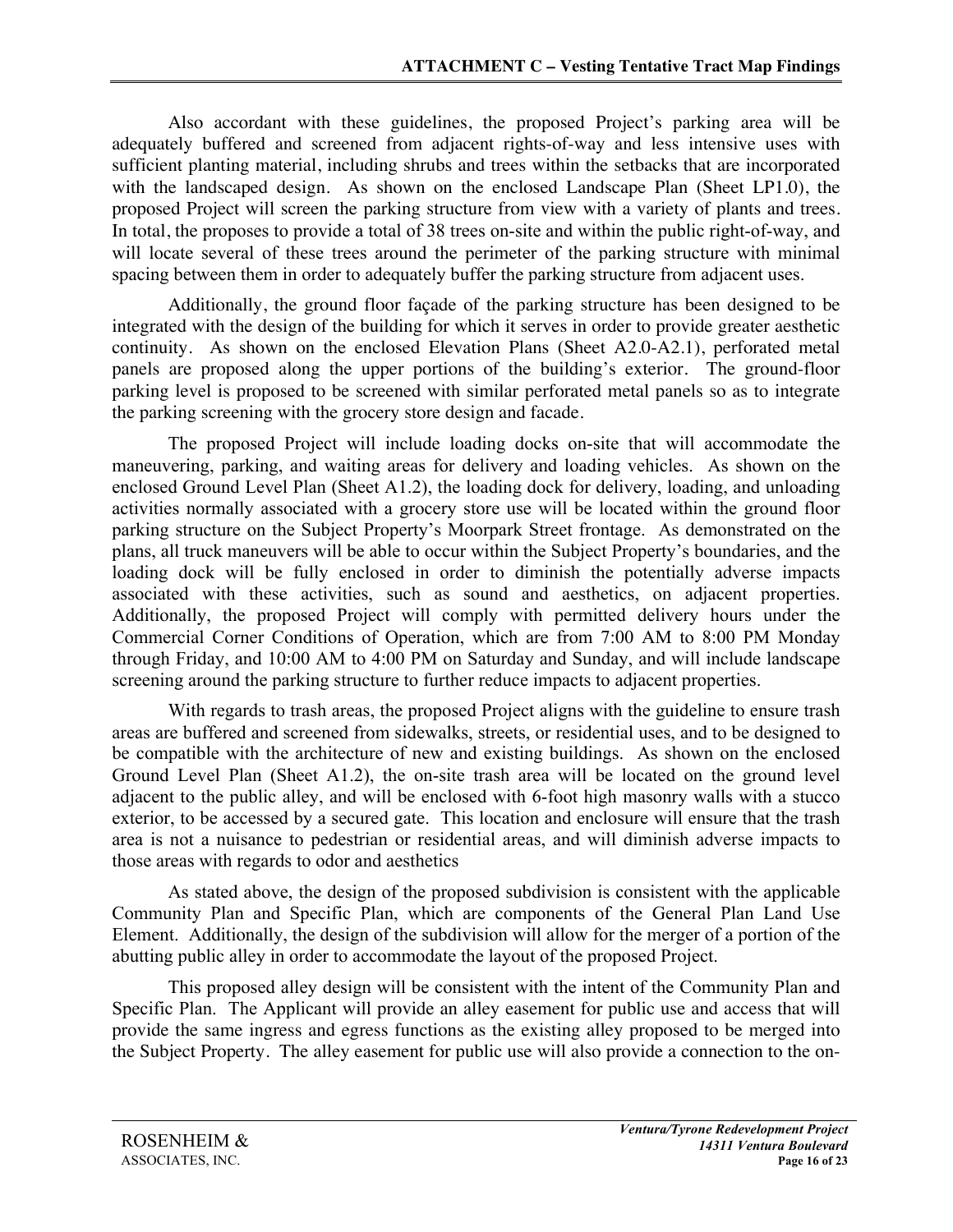Also accordant with these guidelines, the proposed Project's parking area will be adequately buffered and screened from adjacent rights-of-way and less intensive uses with sufficient planting material, including shrubs and trees within the setbacks that are incorporated with the landscaped design. As shown on the enclosed Landscape Plan (Sheet LP1.0), the proposed Project will screen the parking structure from view with a variety of plants and trees. In total, the proposes to provide a total of 38 trees on-site and within the public right-of-way, and will locate several of these trees around the perimeter of the parking structure with minimal spacing between them in order to adequately buffer the parking structure from adjacent uses.

Additionally, the ground floor façade of the parking structure has been designed to be integrated with the design of the building for which it serves in order to provide greater aesthetic continuity. As shown on the enclosed Elevation Plans (Sheet A2.0-A2.1), perforated metal panels are proposed along the upper portions of the building's exterior. The ground-floor parking level is proposed to be screened with similar perforated metal panels so as to integrate the parking screening with the grocery store design and facade.

The proposed Project will include loading docks on-site that will accommodate the maneuvering, parking, and waiting areas for delivery and loading vehicles. As shown on the enclosed Ground Level Plan (Sheet A1.2), the loading dock for delivery, loading, and unloading activities normally associated with a grocery store use will be located within the ground floor parking structure on the Subject Property's Moorpark Street frontage. As demonstrated on the plans, all truck maneuvers will be able to occur within the Subject Property's boundaries, and the loading dock will be fully enclosed in order to diminish the potentially adverse impacts associated with these activities, such as sound and aesthetics, on adjacent properties. Additionally, the proposed Project will comply with permitted delivery hours under the Commercial Corner Conditions of Operation, which are from 7:00 AM to 8:00 PM Monday through Friday, and 10:00 AM to 4:00 PM on Saturday and Sunday, and will include landscape screening around the parking structure to further reduce impacts to adjacent properties.

With regards to trash areas, the proposed Project aligns with the guideline to ensure trash areas are buffered and screened from sidewalks, streets, or residential uses, and to be designed to be compatible with the architecture of new and existing buildings. As shown on the enclosed Ground Level Plan (Sheet A1.2), the on-site trash area will be located on the ground level adjacent to the public alley, and will be enclosed with 6-foot high masonry walls with a stucco exterior, to be accessed by a secured gate. This location and enclosure will ensure that the trash area is not a nuisance to pedestrian or residential areas, and will diminish adverse impacts to those areas with regards to odor and aesthetics

As stated above, the design of the proposed subdivision is consistent with the applicable Community Plan and Specific Plan, which are components of the General Plan Land Use Element. Additionally, the design of the subdivision will allow for the merger of a portion of the abutting public alley in order to accommodate the layout of the proposed Project.

This proposed alley design will be consistent with the intent of the Community Plan and Specific Plan. The Applicant will provide an alley easement for public use and access that will provide the same ingress and egress functions as the existing alley proposed to be merged into the Subject Property. The alley easement for public use will also provide a connection to the on-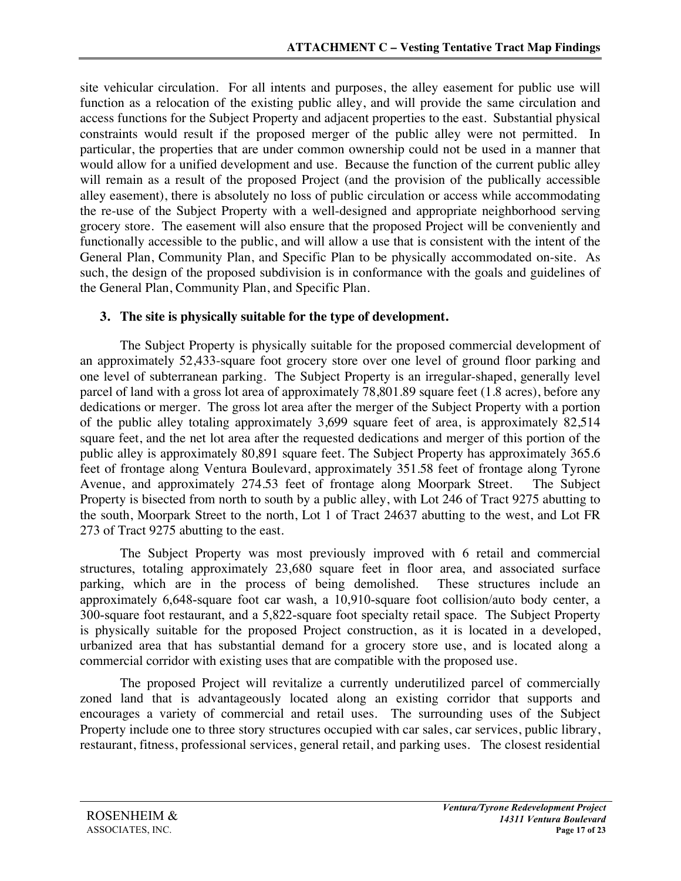site vehicular circulation. For all intents and purposes, the alley easement for public use will function as a relocation of the existing public alley, and will provide the same circulation and access functions for the Subject Property and adjacent properties to the east. Substantial physical constraints would result if the proposed merger of the public alley were not permitted. In particular, the properties that are under common ownership could not be used in a manner that would allow for a unified development and use. Because the function of the current public alley will remain as a result of the proposed Project (and the provision of the publically accessible alley easement), there is absolutely no loss of public circulation or access while accommodating the re-use of the Subject Property with a well-designed and appropriate neighborhood serving grocery store. The easement will also ensure that the proposed Project will be conveniently and functionally accessible to the public, and will allow a use that is consistent with the intent of the General Plan, Community Plan, and Specific Plan to be physically accommodated on-site. As such, the design of the proposed subdivision is in conformance with the goals and guidelines of the General Plan, Community Plan, and Specific Plan.

**3. The site is physically suitable for the type of development.**

The Subject Property is physically suitable for the proposed commercial development of an approximately 52,433-square foot grocery store over one level of ground floor parking and one level of subterranean parking. The Subject Property is an irregular-shaped, generally level parcel of land with a gross lot area of approximately 78,801.89 square feet (1.8 acres), before any dedications or merger. The gross lot area after the merger of the Subject Property with a portion of the public alley totaling approximately 3,699 square feet of area, is approximately 82,514 square feet, and the net lot area after the requested dedications and merger of this portion of the public alley is approximately 80,891 square feet. The Subject Property has approximately 365.6 feet of frontage along Ventura Boulevard, approximately 351.58 feet of frontage along Tyrone Avenue, and approximately 274.53 feet of frontage along Moorpark Street. The Subject Property is bisected from north to south by a public alley, with Lot 246 of Tract 9275 abutting to the south, Moorpark Street to the north, Lot 1 of Tract 24637 abutting to the west, and Lot FR 273 of Tract 9275 abutting to the east.

The Subject Property was most previously improved with 6 retail and commercial structures, totaling approximately 23,680 square feet in floor area, and associated surface parking, which are in the process of being demolished. These structures include an approximately 6,648-square foot car wash, a 10,910-square foot collision/auto body center, a 300-square foot restaurant, and a 5,822-square foot specialty retail space. The Subject Property is physically suitable for the proposed Project construction, as it is located in a developed, urbanized area that has substantial demand for a grocery store use, and is located along a commercial corridor with existing uses that are compatible with the proposed use.

The proposed Project will revitalize a currently underutilized parcel of commercially zoned land that is advantageously located along an existing corridor that supports and encourages a variety of commercial and retail uses. The surrounding uses of the Subject Property include one to three story structures occupied with car sales, car services, public library, restaurant, fitness, professional services, general retail, and parking uses. The closest residential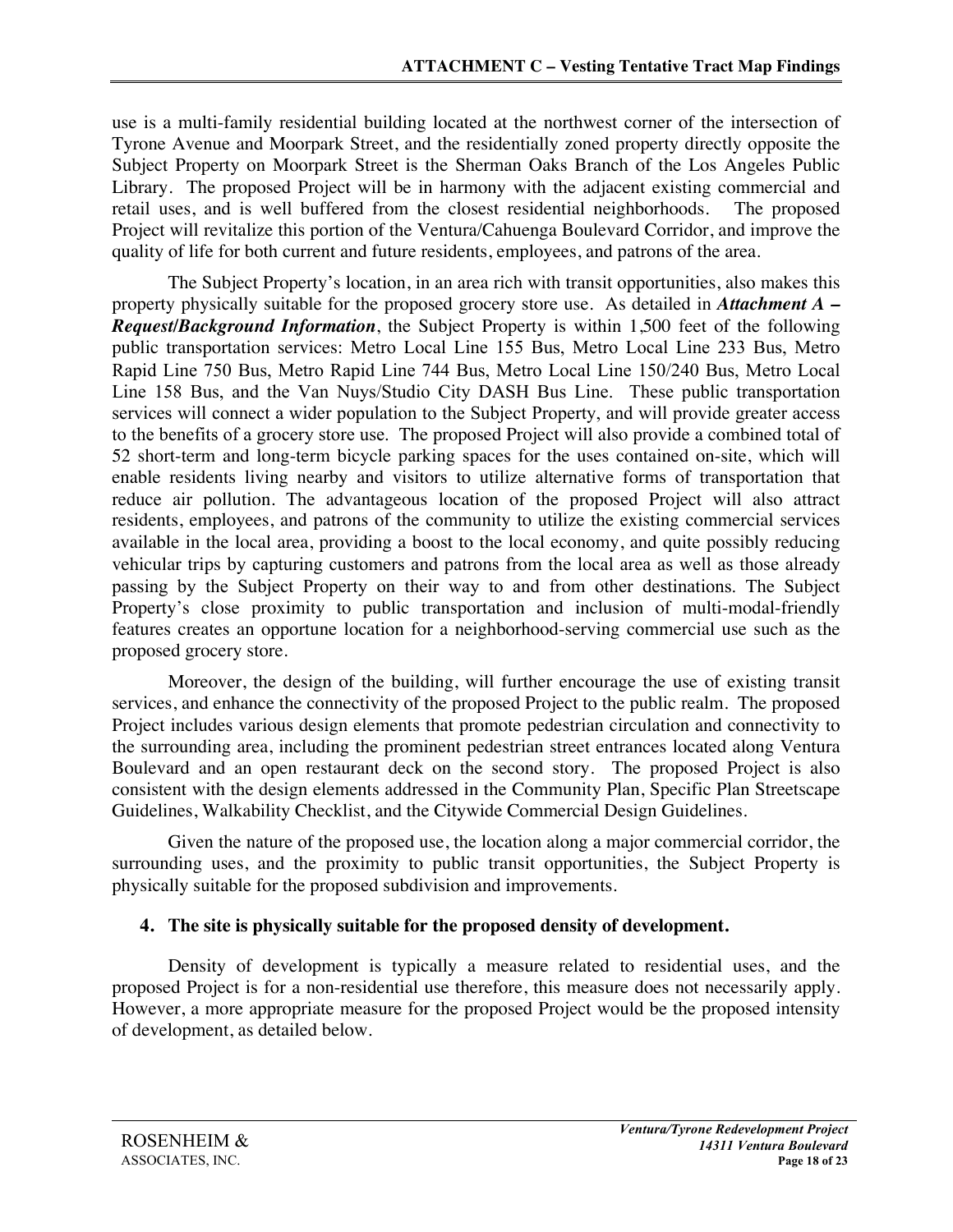use is a multi-family residential building located at the northwest corner of the intersection of Tyrone Avenue and Moorpark Street, and the residentially zoned property directly opposite the Subject Property on Moorpark Street is the Sherman Oaks Branch of the Los Angeles Public Library. The proposed Project will be in harmony with the adjacent existing commercial and retail uses, and is well buffered from the closest residential neighborhoods. The proposed Project will revitalize this portion of the Ventura/Cahuenga Boulevard Corridor, and improve the quality of life for both current and future residents, employees, and patrons of the area.

The Subject Property's location, in an area rich with transit opportunities, also makes this property physically suitable for the proposed grocery store use. As detailed in ***Attachment A – Request/Background Information***, the Subject Property is within 1,500 feet of the following public transportation services: Metro Local Line 155 Bus, Metro Local Line 233 Bus, Metro Rapid Line 750 Bus, Metro Rapid Line 744 Bus, Metro Local Line 150/240 Bus, Metro Local Line 158 Bus, and the Van Nuys/Studio City DASH Bus Line. These public transportation services will connect a wider population to the Subject Property, and will provide greater access to the benefits of a grocery store use. The proposed Project will also provide a combined total of 52 short-term and long-term bicycle parking spaces for the uses contained on-site, which will enable residents living nearby and visitors to utilize alternative forms of transportation that reduce air pollution. The advantageous location of the proposed Project will also attract residents, employees, and patrons of the community to utilize the existing commercial services available in the local area, providing a boost to the local economy, and quite possibly reducing vehicular trips by capturing customers and patrons from the local area as well as those already passing by the Subject Property on their way to and from other destinations. The Subject Property's close proximity to public transportation and inclusion of multi-modal-friendly features creates an opportune location for a neighborhood-serving commercial use such as the proposed grocery store.

Moreover, the design of the building, will further encourage the use of existing transit services, and enhance the connectivity of the proposed Project to the public realm. The proposed Project includes various design elements that promote pedestrian circulation and connectivity to the surrounding area, including the prominent pedestrian street entrances located along Ventura Boulevard and an open restaurant deck on the second story. The proposed Project is also consistent with the design elements addressed in the Community Plan, Specific Plan Streetscape Guidelines, Walkability Checklist, and the Citywide Commercial Design Guidelines.

Given the nature of the proposed use, the location along a major commercial corridor, the surrounding uses, and the proximity to public transit opportunities, the Subject Property is physically suitable for the proposed subdivision and improvements.

**4. The site is physically suitable for the proposed density of development.**

Density of development is typically a measure related to residential uses, and the proposed Project is for a non-residential use therefore, this measure does not necessarily apply. However, a more appropriate measure for the proposed Project would be the proposed intensity of development, as detailed below.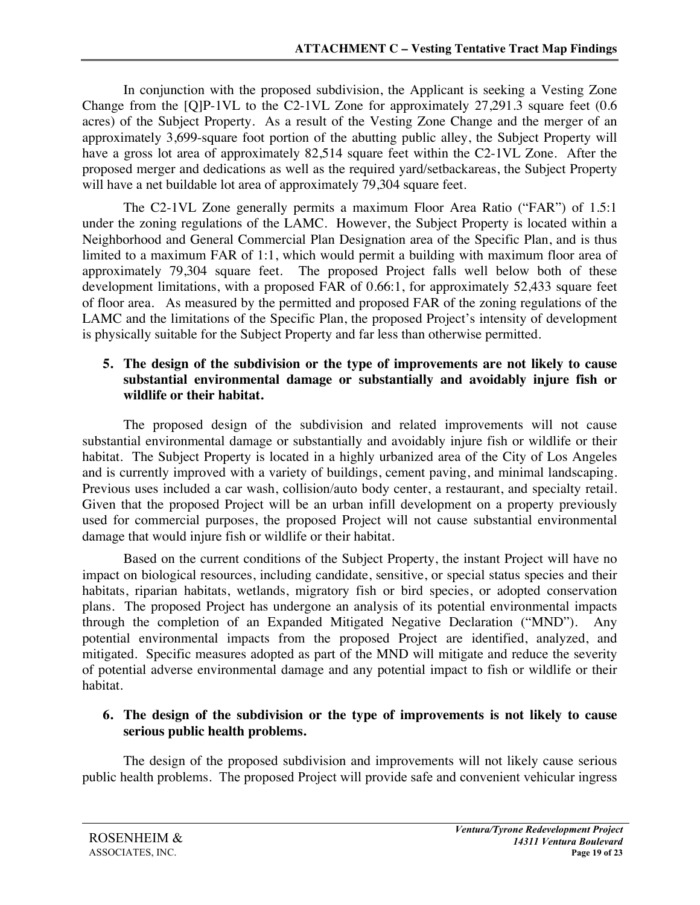In conjunction with the proposed subdivision, the Applicant is seeking a Vesting Zone Change from the [Q]P-1VL to the C2-1VL Zone for approximately 27,291.3 square feet (0.6 acres) of the Subject Property. As a result of the Vesting Zone Change and the merger of an approximately 3,699-square foot portion of the abutting public alley, the Subject Property will have a gross lot area of approximately 82,514 square feet within the C2-1VL Zone. After the proposed merger and dedications as well as the required yard/setbackareas, the Subject Property will have a net buildable lot area of approximately 79,304 square feet.

The C2-1VL Zone generally permits a maximum Floor Area Ratio ("FAR") of 1.5:1 under the zoning regulations of the LAMC. However, the Subject Property is located within a Neighborhood and General Commercial Plan Designation area of the Specific Plan, and is thus limited to a maximum FAR of 1:1, which would permit a building with maximum floor area of approximately 79,304 square feet. The proposed Project falls well below both of these development limitations, with a proposed FAR of 0.66:1, for approximately 52,433 square feet of floor area. As measured by the permitted and proposed FAR of the zoning regulations of the LAMC and the limitations of the Specific Plan, the proposed Project's intensity of development is physically suitable for the Subject Property and far less than otherwise permitted.

**5. The design of the subdivision or the type of improvements are not likely to cause substantial environmental damage or substantially and avoidably injure fish or wildlife or their habitat.**

The proposed design of the subdivision and related improvements will not cause substantial environmental damage or substantially and avoidably injure fish or wildlife or their habitat. The Subject Property is located in a highly urbanized area of the City of Los Angeles and is currently improved with a variety of buildings, cement paving, and minimal landscaping. Previous uses included a car wash, collision/auto body center, a restaurant, and specialty retail. Given that the proposed Project will be an urban infill development on a property previously used for commercial purposes, the proposed Project will not cause substantial environmental damage that would injure fish or wildlife or their habitat.

Based on the current conditions of the Subject Property, the instant Project will have no impact on biological resources, including candidate, sensitive, or special status species and their habitats, riparian habitats, wetlands, migratory fish or bird species, or adopted conservation plans. The proposed Project has undergone an analysis of its potential environmental impacts through the completion of an Expanded Mitigated Negative Declaration ("MND"). Any potential environmental impacts from the proposed Project are identified, analyzed, and mitigated. Specific measures adopted as part of the MND will mitigate and reduce the severity of potential adverse environmental damage and any potential impact to fish or wildlife or their habitat.

**6. The design of the subdivision or the type of improvements is not likely to cause serious public health problems.**

The design of the proposed subdivision and improvements will not likely cause serious public health problems. The proposed Project will provide safe and convenient vehicular ingress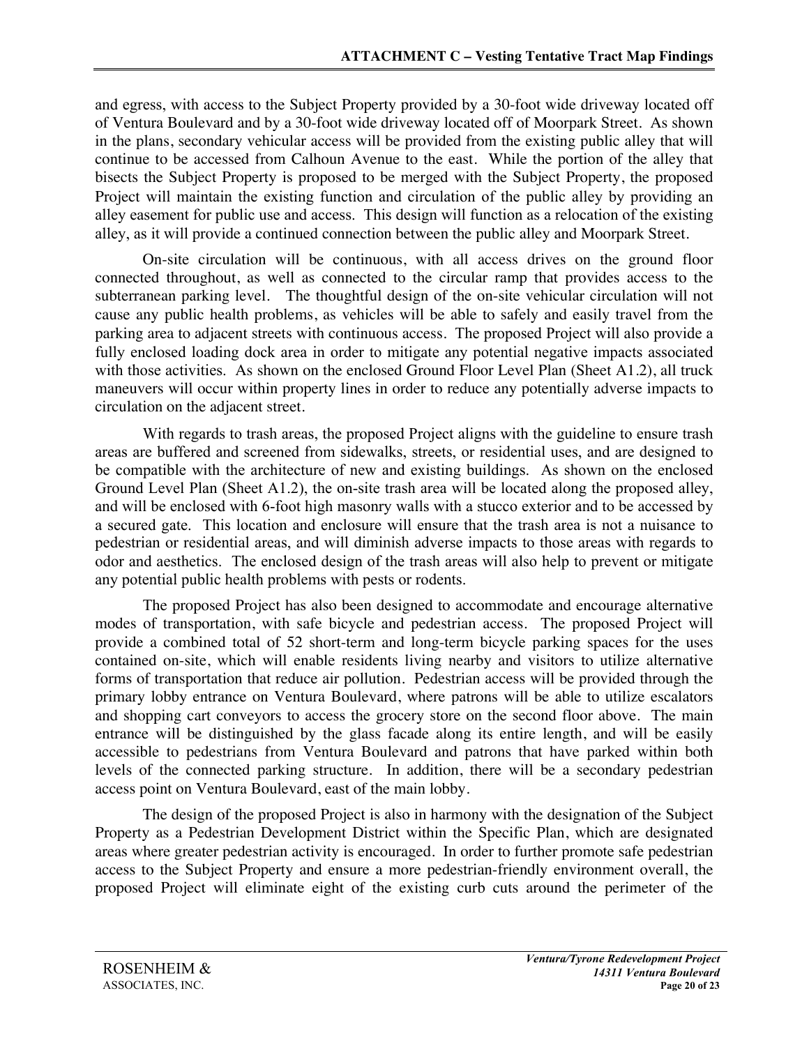and egress, with access to the Subject Property provided by a 30-foot wide driveway located off of Ventura Boulevard and by a 30-foot wide driveway located off of Moorpark Street. As shown in the plans, secondary vehicular access will be provided from the existing public alley that will continue to be accessed from Calhoun Avenue to the east. While the portion of the alley that bisects the Subject Property is proposed to be merged with the Subject Property, the proposed Project will maintain the existing function and circulation of the public alley by providing an alley easement for public use and access. This design will function as a relocation of the existing alley, as it will provide a continued connection between the public alley and Moorpark Street.

On-site circulation will be continuous, with all access drives on the ground floor connected throughout, as well as connected to the circular ramp that provides access to the subterranean parking level. The thoughtful design of the on-site vehicular circulation will not cause any public health problems, as vehicles will be able to safely and easily travel from the parking area to adjacent streets with continuous access. The proposed Project will also provide a fully enclosed loading dock area in order to mitigate any potential negative impacts associated with those activities. As shown on the enclosed Ground Floor Level Plan (Sheet A1.2), all truck maneuvers will occur within property lines in order to reduce any potentially adverse impacts to circulation on the adjacent street.

With regards to trash areas, the proposed Project aligns with the guideline to ensure trash areas are buffered and screened from sidewalks, streets, or residential uses, and are designed to be compatible with the architecture of new and existing buildings. As shown on the enclosed Ground Level Plan (Sheet A1.2), the on-site trash area will be located along the proposed alley, and will be enclosed with 6-foot high masonry walls with a stucco exterior and to be accessed by a secured gate. This location and enclosure will ensure that the trash area is not a nuisance to pedestrian or residential areas, and will diminish adverse impacts to those areas with regards to odor and aesthetics. The enclosed design of the trash areas will also help to prevent or mitigate any potential public health problems with pests or rodents.

The proposed Project has also been designed to accommodate and encourage alternative modes of transportation, with safe bicycle and pedestrian access. The proposed Project will provide a combined total of 52 short-term and long-term bicycle parking spaces for the uses contained on-site, which will enable residents living nearby and visitors to utilize alternative forms of transportation that reduce air pollution. Pedestrian access will be provided through the primary lobby entrance on Ventura Boulevard, where patrons will be able to utilize escalators and shopping cart conveyors to access the grocery store on the second floor above. The main entrance will be distinguished by the glass facade along its entire length, and will be easily accessible to pedestrians from Ventura Boulevard and patrons that have parked within both levels of the connected parking structure. In addition, there will be a secondary pedestrian access point on Ventura Boulevard, east of the main lobby.

The design of the proposed Project is also in harmony with the designation of the Subject Property as a Pedestrian Development District within the Specific Plan, which are designated areas where greater pedestrian activity is encouraged. In order to further promote safe pedestrian access to the Subject Property and ensure a more pedestrian-friendly environment overall, the proposed Project will eliminate eight of the existing curb cuts around the perimeter of the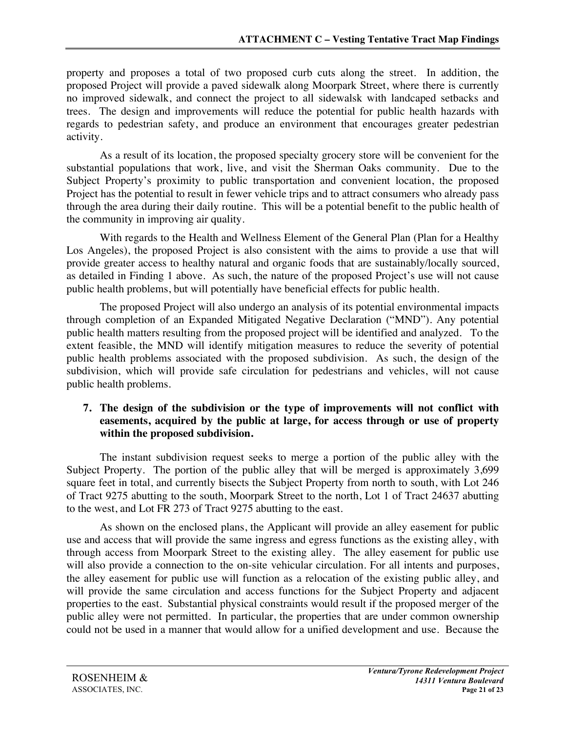property and proposes a total of two proposed curb cuts along the street. In addition, the proposed Project will provide a paved sidewalk along Moorpark Street, where there is currently no improved sidewalk, and connect the project to all sidewalsk with landcaped setbacks and trees. The design and improvements will reduce the potential for public health hazards with regards to pedestrian safety, and produce an environment that encourages greater pedestrian activity.

As a result of its location, the proposed specialty grocery store will be convenient for the substantial populations that work, live, and visit the Sherman Oaks community. Due to the Subject Property's proximity to public transportation and convenient location, the proposed Project has the potential to result in fewer vehicle trips and to attract consumers who already pass through the area during their daily routine. This will be a potential benefit to the public health of the community in improving air quality.

With regards to the Health and Wellness Element of the General Plan (Plan for a Healthy Los Angeles), the proposed Project is also consistent with the aims to provide a use that will provide greater access to healthy natural and organic foods that are sustainably/locally sourced, as detailed in Finding 1 above. As such, the nature of the proposed Project's use will not cause public health problems, but will potentially have beneficial effects for public health.

The proposed Project will also undergo an analysis of its potential environmental impacts through completion of an Expanded Mitigated Negative Declaration ("MND"). Any potential public health matters resulting from the proposed project will be identified and analyzed. To the extent feasible, the MND will identify mitigation measures to reduce the severity of potential public health problems associated with the proposed subdivision. As such, the design of the subdivision, which will provide safe circulation for pedestrians and vehicles, will not cause public health problems.

**7. The design of the subdivision or the type of improvements will not conflict with easements, acquired by the public at large, for access through or use of property within the proposed subdivision.**

The instant subdivision request seeks to merge a portion of the public alley with the Subject Property. The portion of the public alley that will be merged is approximately 3,699 square feet in total, and currently bisects the Subject Property from north to south, with Lot 246 of Tract 9275 abutting to the south, Moorpark Street to the north, Lot 1 of Tract 24637 abutting to the west, and Lot FR 273 of Tract 9275 abutting to the east.

As shown on the enclosed plans, the Applicant will provide an alley easement for public use and access that will provide the same ingress and egress functions as the existing alley, with through access from Moorpark Street to the existing alley. The alley easement for public use will also provide a connection to the on-site vehicular circulation. For all intents and purposes, the alley easement for public use will function as a relocation of the existing public alley, and will provide the same circulation and access functions for the Subject Property and adjacent properties to the east. Substantial physical constraints would result if the proposed merger of the public alley were not permitted. In particular, the properties that are under common ownership could not be used in a manner that would allow for a unified development and use. Because the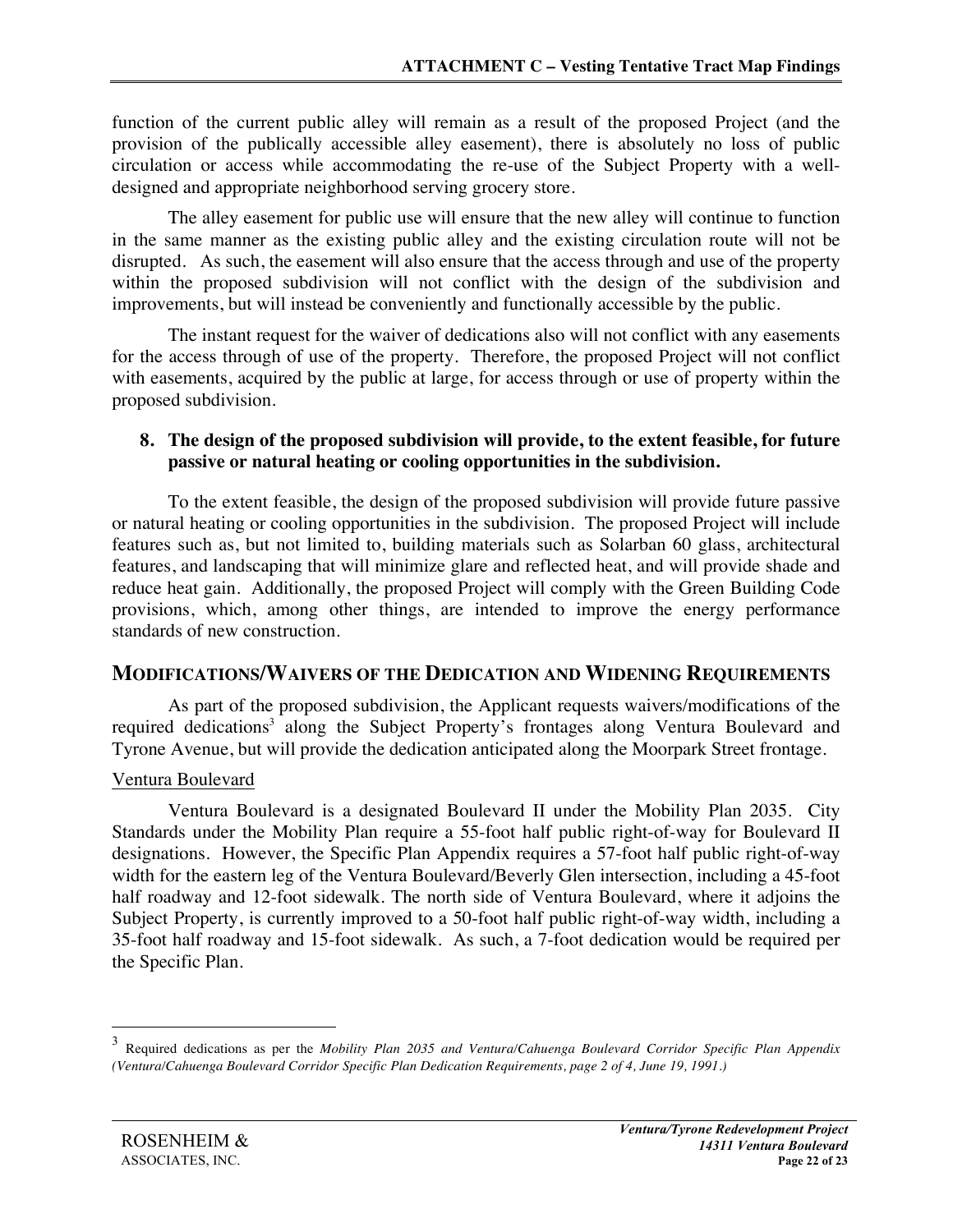function of the current public alley will remain as a result of the proposed Project (and the provision of the publically accessible alley easement), there is absolutely no loss of public circulation or access while accommodating the re-use of the Subject Property with a well-designed and appropriate neighborhood serving grocery store.

The alley easement for public use will ensure that the new alley will continue to function in the same manner as the existing public alley and the existing circulation route will not be disrupted. As such, the easement will also ensure that the access through and use of the property within the proposed subdivision will not conflict with the design of the subdivision and improvements, but will instead be conveniently and functionally accessible by the public.

The instant request for the waiver of dedications also will not conflict with any easements for the access through of use of the property. Therefore, the proposed Project will not conflict with easements, acquired by the public at large, for access through or use of property within the proposed subdivision.

**8. The design of the proposed subdivision will provide, to the extent feasible, for future passive or natural heating or cooling opportunities in the subdivision.**

To the extent feasible, the design of the proposed subdivision will provide future passive or natural heating or cooling opportunities in the subdivision. The proposed Project will include features such as, but not limited to, building materials such as Solarban 60 glass, architectural features, and landscaping that will minimize glare and reflected heat, and will provide shade and reduce heat gain. Additionally, the proposed Project will comply with the Green Building Code provisions, which, among other things, are intended to improve the energy performance standards of new construction.

## MODIFICATIONS/WAIVERS OF THE DEDICATION AND WIDENING REQUIREMENTS

As part of the proposed subdivision, the Applicant requests waivers/modifications of the required dedications[3] along the Subject Property's frontages along Ventura Boulevard and Tyrone Avenue, but will provide the dedication anticipated along the Moorpark Street frontage.

Ventura Boulevard

Ventura Boulevard is a designated Boulevard II under the Mobility Plan 2035. City Standards under the Mobility Plan require a 55-foot half public right-of-way for Boulevard II designations. However, the Specific Plan Appendix requires a 57-foot half public right-of-way width for the eastern leg of the Ventura Boulevard/Beverly Glen intersection, including a 45-foot half roadway and 12-foot sidewalk. The north side of Ventura Boulevard, where it adjoins the Subject Property, is currently improved to a 50-foot half public right-of-way width, including a 35-foot half roadway and 15-foot sidewalk. As such, a 7-foot dedication would be required per the Specific Plan.

[3] Required dedications as per the *Mobility Plan 2035 and Ventura/Cahuenga Boulevard Corridor Specific Plan Appendix (Ventura/Cahuenga Boulevard Corridor Specific Plan Dedication Requirements, page 2 of 4, June 19, 1991.)*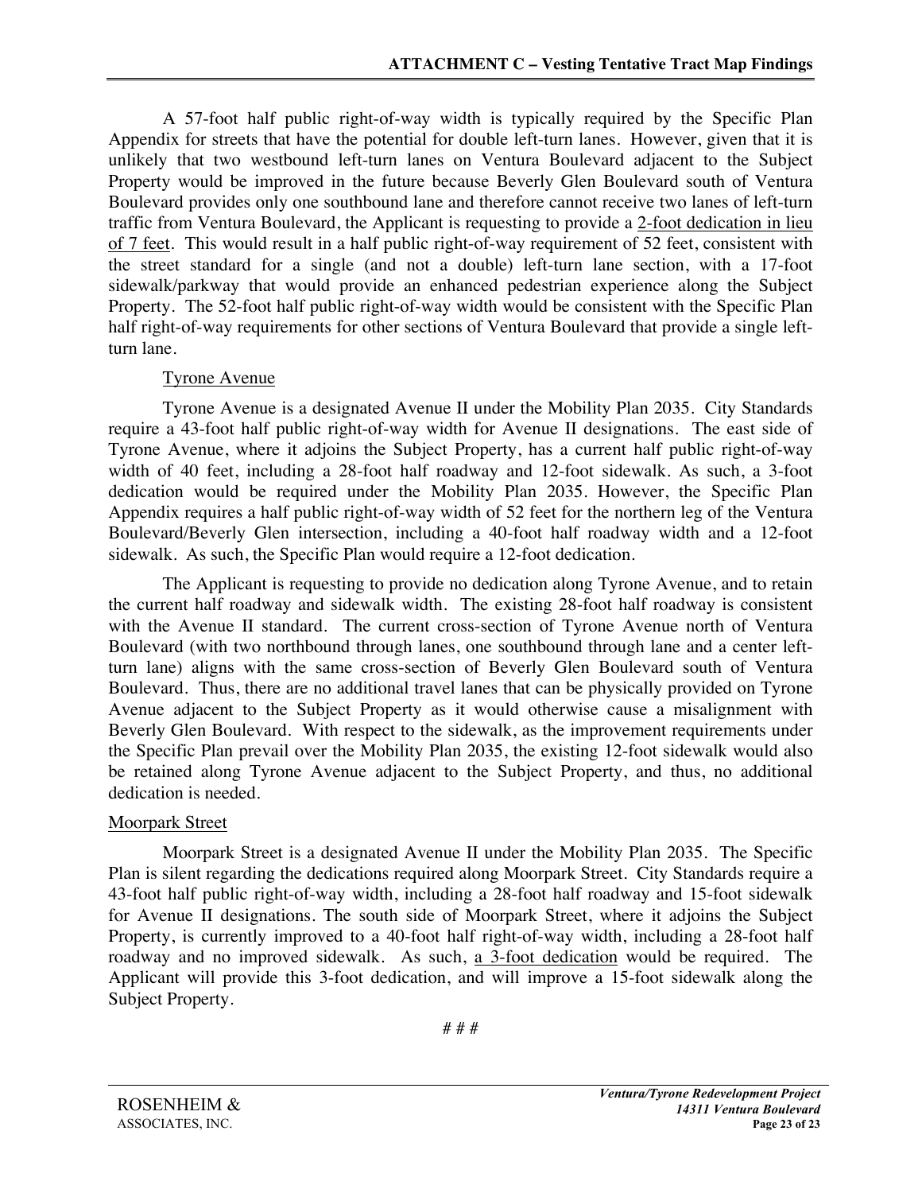A 57-foot half public right-of-way width is typically required by the Specific Plan Appendix for streets that have the potential for double left-turn lanes. However, given that it is unlikely that two westbound left-turn lanes on Ventura Boulevard adjacent to the Subject Property would be improved in the future because Beverly Glen Boulevard south of Ventura Boulevard provides only one southbound lane and therefore cannot receive two lanes of left-turn traffic from Ventura Boulevard, the Applicant is requesting to provide a <u>2-foot dedication in lieu of 7 feet</u>. This would result in a half public right-of-way requirement of 52 feet, consistent with the street standard for a single (and not a double) left-turn lane section, with a 17-foot sidewalk/parkway that would provide an enhanced pedestrian experience along the Subject Property. The 52-foot half public right-of-way width would be consistent with the Specific Plan half right-of-way requirements for other sections of Ventura Boulevard that provide a single left-turn lane.

<u>Tyrone Avenue</u>

Tyrone Avenue is a designated Avenue II under the Mobility Plan 2035. City Standards require a 43-foot half public right-of-way width for Avenue II designations. The east side of Tyrone Avenue, where it adjoins the Subject Property, has a current half public right-of-way width of 40 feet, including a 28-foot half roadway and 12-foot sidewalk. As such, a 3-foot dedication would be required under the Mobility Plan 2035. However, the Specific Plan Appendix requires a half public right-of-way width of 52 feet for the northern leg of the Ventura Boulevard/Beverly Glen intersection, including a 40-foot half roadway width and a 12-foot sidewalk. As such, the Specific Plan would require a 12-foot dedication.

The Applicant is requesting to provide no dedication along Tyrone Avenue, and to retain the current half roadway and sidewalk width. The existing 28-foot half roadway is consistent with the Avenue II standard. The current cross-section of Tyrone Avenue north of Ventura Boulevard (with two northbound through lanes, one southbound through lane and a center left-turn lane) aligns with the same cross-section of Beverly Glen Boulevard south of Ventura Boulevard. Thus, there are no additional travel lanes that can be physically provided on Tyrone Avenue adjacent to the Subject Property as it would otherwise cause a misalignment with Beverly Glen Boulevard. With respect to the sidewalk, as the improvement requirements under the Specific Plan prevail over the Mobility Plan 2035, the existing 12-foot sidewalk would also be retained along Tyrone Avenue adjacent to the Subject Property, and thus, no additional dedication is needed.

<u>Moorpark Street</u>

Moorpark Street is a designated Avenue II under the Mobility Plan 2035. The Specific Plan is silent regarding the dedications required along Moorpark Street. City Standards require a 43-foot half public right-of-way width, including a 28-foot half roadway and 15-foot sidewalk for Avenue II designations. The south side of Moorpark Street, where it adjoins the Subject Property, is currently improved to a 40-foot half right-of-way width, including a 28-foot half roadway and no improved sidewalk. As such, <u>a 3-foot dedication</u> would be required. The Applicant will provide this 3-foot dedication, and will improve a 15-foot sidewalk along the Subject Property.

# # #